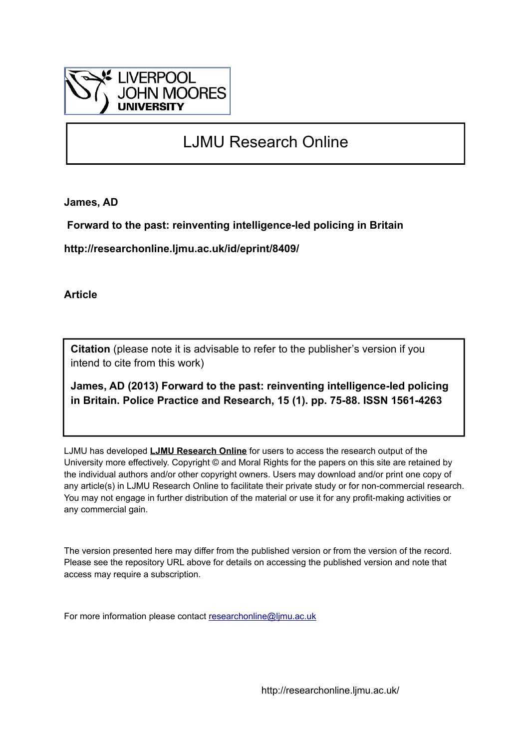LIVERPOOL JOHN MOORES UNIVERSITY

# LJMU Research Online

**James, AD**

**Forward to the past: reinventing intelligence-led policing in Britain**

**http://researchonline.ljmu.ac.uk/id/eprint/8409/**

**Article**

**Citation** (please note it is advisable to refer to the publisher's version if you intend to cite from this work)

**James, AD (2013) Forward to the past: reinventing intelligence-led policing in Britain. Police Practice and Research, 15 (1). pp. 75-88. ISSN 1561-4263**

LJMU has developed **LJMU Research Online** for users to access the research output of the University more effectively. Copyright © and Moral Rights for the papers on this site are retained by the individual authors and/or other copyright owners. Users may download and/or print one copy of any article(s) in LJMU Research Online to facilitate their private study or for non-commercial research. You may not engage in further distribution of the material or use it for any profit-making activities or any commercial gain.

The version presented here may differ from the published version or from the version of the record. Please see the repository URL above for details on accessing the published version and note that access may require a subscription.

For more information please contact researchonline@ljmu.ac.uk

http://researchonline.ljmu.ac.uk/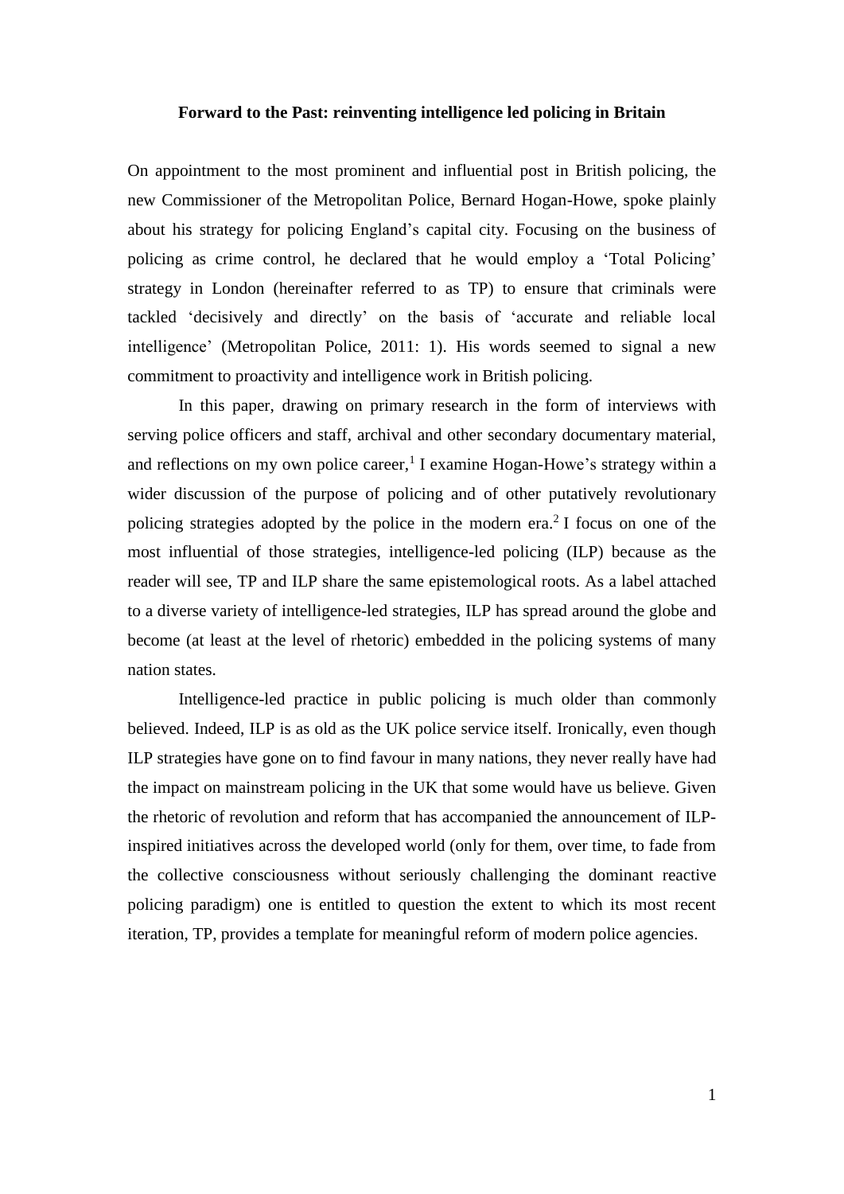**Forward to the Past: reinventing intelligence led policing in Britain**

On appointment to the most prominent and influential post in British policing, the new Commissioner of the Metropolitan Police, Bernard Hogan-Howe, spoke plainly about his strategy for policing England's capital city. Focusing on the business of policing as crime control, he declared that he would employ a 'Total Policing' strategy in London (hereinafter referred to as TP) to ensure that criminals were tackled 'decisively and directly' on the basis of 'accurate and reliable local intelligence' (Metropolitan Police, 2011: 1). His words seemed to signal a new commitment to proactivity and intelligence work in British policing.

In this paper, drawing on primary research in the form of interviews with serving police officers and staff, archival and other secondary documentary material, and reflections on my own police career,[1] I examine Hogan-Howe's strategy within a wider discussion of the purpose of policing and of other putatively revolutionary policing strategies adopted by the police in the modern era.[2] I focus on one of the most influential of those strategies, intelligence-led policing (ILP) because as the reader will see, TP and ILP share the same epistemological roots. As a label attached to a diverse variety of intelligence-led strategies, ILP has spread around the globe and become (at least at the level of rhetoric) embedded in the policing systems of many nation states.

Intelligence-led practice in public policing is much older than commonly believed. Indeed, ILP is as old as the UK police service itself. Ironically, even though ILP strategies have gone on to find favour in many nations, they never really have had the impact on mainstream policing in the UK that some would have us believe. Given the rhetoric of revolution and reform that has accompanied the announcement of ILP-inspired initiatives across the developed world (only for them, over time, to fade from the collective consciousness without seriously challenging the dominant reactive policing paradigm) one is entitled to question the extent to which its most recent iteration, TP, provides a template for meaningful reform of modern police agencies.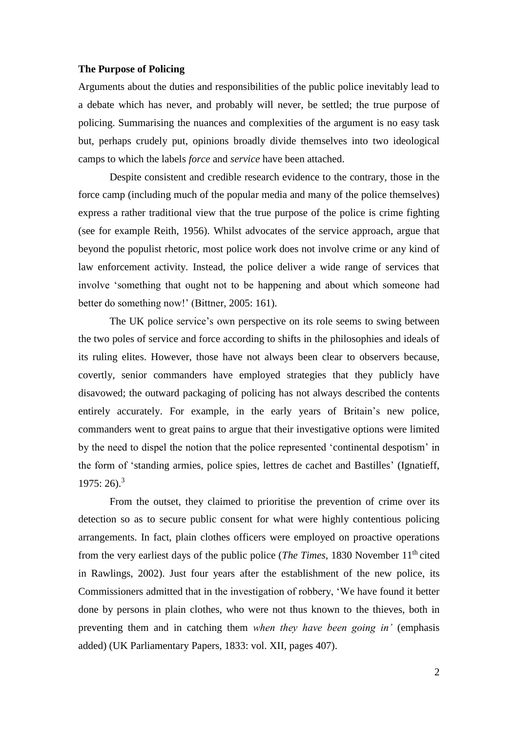**The Purpose of Policing**

Arguments about the duties and responsibilities of the public police inevitably lead to a debate which has never, and probably will never, be settled; the true purpose of policing. Summarising the nuances and complexities of the argument is no easy task but, perhaps crudely put, opinions broadly divide themselves into two ideological camps to which the labels *force* and *service* have been attached.

Despite consistent and credible research evidence to the contrary, those in the force camp (including much of the popular media and many of the police themselves) express a rather traditional view that the true purpose of the police is crime fighting (see for example Reith, 1956). Whilst advocates of the service approach, argue that beyond the populist rhetoric, most police work does not involve crime or any kind of law enforcement activity. Instead, the police deliver a wide range of services that involve 'something that ought not to be happening and about which someone had better do something now!' (Bittner, 2005: 161).

The UK police service's own perspective on its role seems to swing between the two poles of service and force according to shifts in the philosophies and ideals of its ruling elites. However, those have not always been clear to observers because, covertly, senior commanders have employed strategies that they publicly have disavowed; the outward packaging of policing has not always described the contents entirely accurately. For example, in the early years of Britain's new police, commanders went to great pains to argue that their investigative options were limited by the need to dispel the notion that the police represented 'continental despotism' in the form of 'standing armies, police spies, lettres de cachet and Bastilles' (Ignatieff, 1975: 26).[3]

From the outset, they claimed to prioritise the prevention of crime over its detection so as to secure public consent for what were highly contentious policing arrangements. In fact, plain clothes officers were employed on proactive operations from the very earliest days of the public police (*The Times*, 1830 November 11th cited in Rawlings, 2002). Just four years after the establishment of the new police, its Commissioners admitted that in the investigation of robbery, 'We have found it better done by persons in plain clothes, who were not thus known to the thieves, both in preventing them and in catching them *when they have been going in'* (emphasis added) (UK Parliamentary Papers, 1833: vol. XII, pages 407).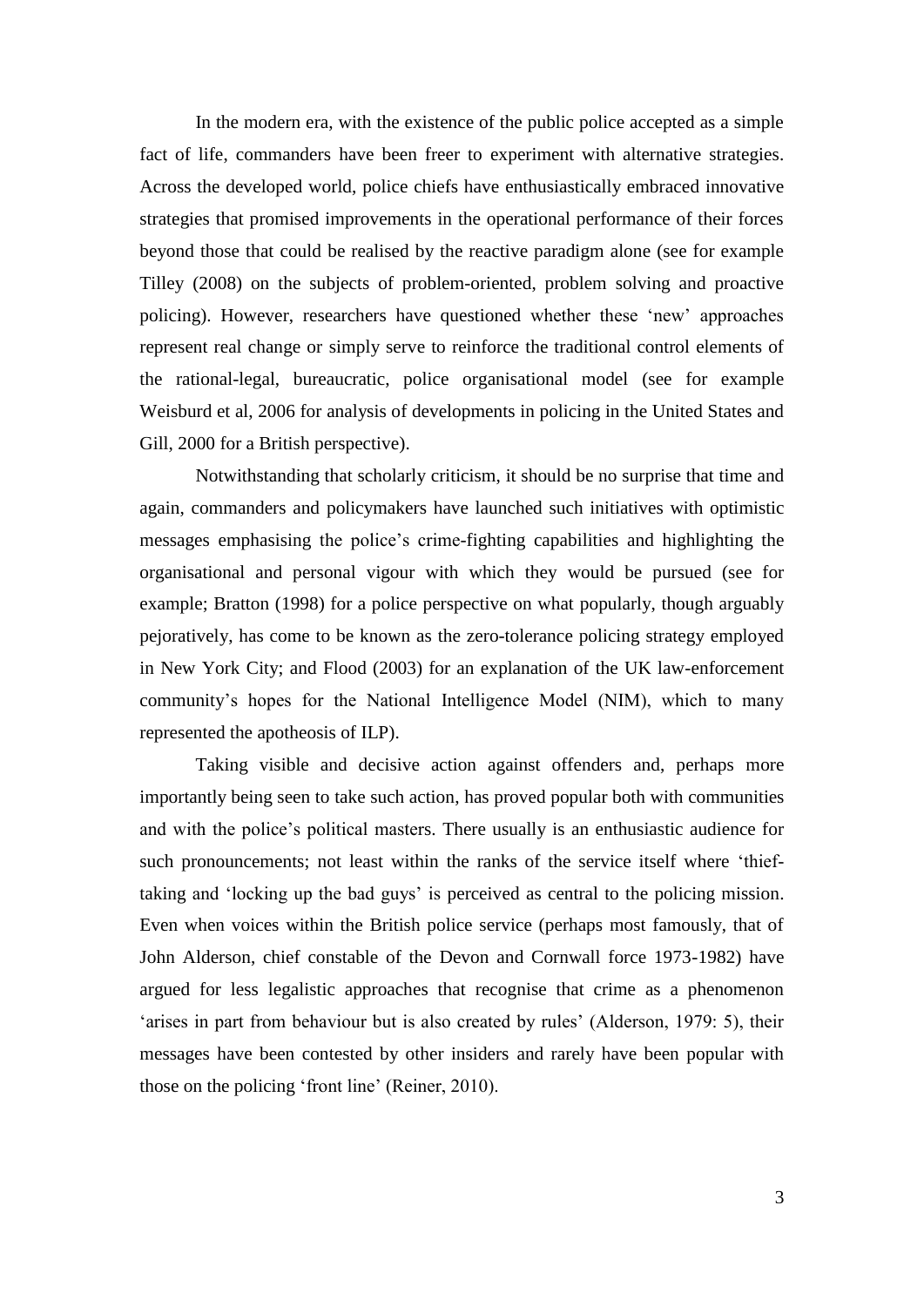In the modern era, with the existence of the public police accepted as a simple fact of life, commanders have been freer to experiment with alternative strategies. Across the developed world, police chiefs have enthusiastically embraced innovative strategies that promised improvements in the operational performance of their forces beyond those that could be realised by the reactive paradigm alone (see for example Tilley (2008) on the subjects of problem-oriented, problem solving and proactive policing). However, researchers have questioned whether these 'new' approaches represent real change or simply serve to reinforce the traditional control elements of the rational-legal, bureaucratic, police organisational model (see for example Weisburd et al, 2006 for analysis of developments in policing in the United States and Gill, 2000 for a British perspective).

Notwithstanding that scholarly criticism, it should be no surprise that time and again, commanders and policymakers have launched such initiatives with optimistic messages emphasising the police's crime-fighting capabilities and highlighting the organisational and personal vigour with which they would be pursued (see for example; Bratton (1998) for a police perspective on what popularly, though arguably pejoratively, has come to be known as the zero-tolerance policing strategy employed in New York City; and Flood (2003) for an explanation of the UK law-enforcement community's hopes for the National Intelligence Model (NIM), which to many represented the apotheosis of ILP).

Taking visible and decisive action against offenders and, perhaps more importantly being seen to take such action, has proved popular both with communities and with the police's political masters. There usually is an enthusiastic audience for such pronouncements; not least within the ranks of the service itself where 'thief-taking and 'locking up the bad guys' is perceived as central to the policing mission. Even when voices within the British police service (perhaps most famously, that of John Alderson, chief constable of the Devon and Cornwall force 1973-1982) have argued for less legalistic approaches that recognise that crime as a phenomenon 'arises in part from behaviour but is also created by rules' (Alderson, 1979: 5), their messages have been contested by other insiders and rarely have been popular with those on the policing 'front line' (Reiner, 2010).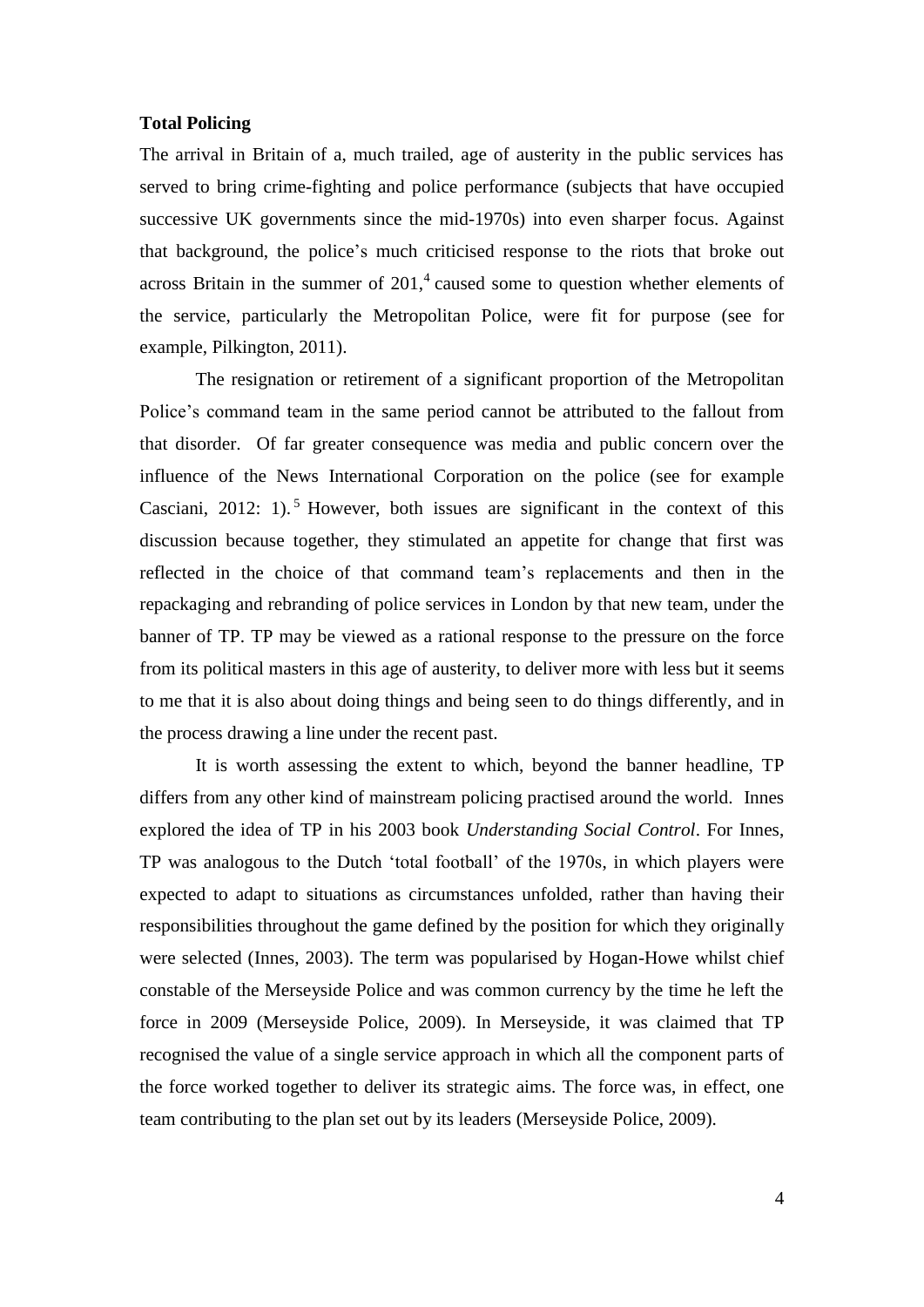**Total Policing**

The arrival in Britain of a, much trailed, age of austerity in the public services has served to bring crime-fighting and police performance (subjects that have occupied successive UK governments since the mid-1970s) into even sharper focus. Against that background, the police's much criticised response to the riots that broke out across Britain in the summer of 201,[4] caused some to question whether elements of the service, particularly the Metropolitan Police, were fit for purpose (see for example, Pilkington, 2011).

The resignation or retirement of a significant proportion of the Metropolitan Police's command team in the same period cannot be attributed to the fallout from that disorder. Of far greater consequence was media and public concern over the influence of the News International Corporation on the police (see for example Casciani, 2012: 1).[5] However, both issues are significant in the context of this discussion because together, they stimulated an appetite for change that first was reflected in the choice of that command team's replacements and then in the repackaging and rebranding of police services in London by that new team, under the banner of TP. TP may be viewed as a rational response to the pressure on the force from its political masters in this age of austerity, to deliver more with less but it seems to me that it is also about doing things and being seen to do things differently, and in the process drawing a line under the recent past.

It is worth assessing the extent to which, beyond the banner headline, TP differs from any other kind of mainstream policing practised around the world. Innes explored the idea of TP in his 2003 book *Understanding Social Control*. For Innes, TP was analogous to the Dutch 'total football' of the 1970s, in which players were expected to adapt to situations as circumstances unfolded, rather than having their responsibilities throughout the game defined by the position for which they originally were selected (Innes, 2003). The term was popularised by Hogan-Howe whilst chief constable of the Merseyside Police and was common currency by the time he left the force in 2009 (Merseyside Police, 2009). In Merseyside, it was claimed that TP recognised the value of a single service approach in which all the component parts of the force worked together to deliver its strategic aims. The force was, in effect, one team contributing to the plan set out by its leaders (Merseyside Police, 2009).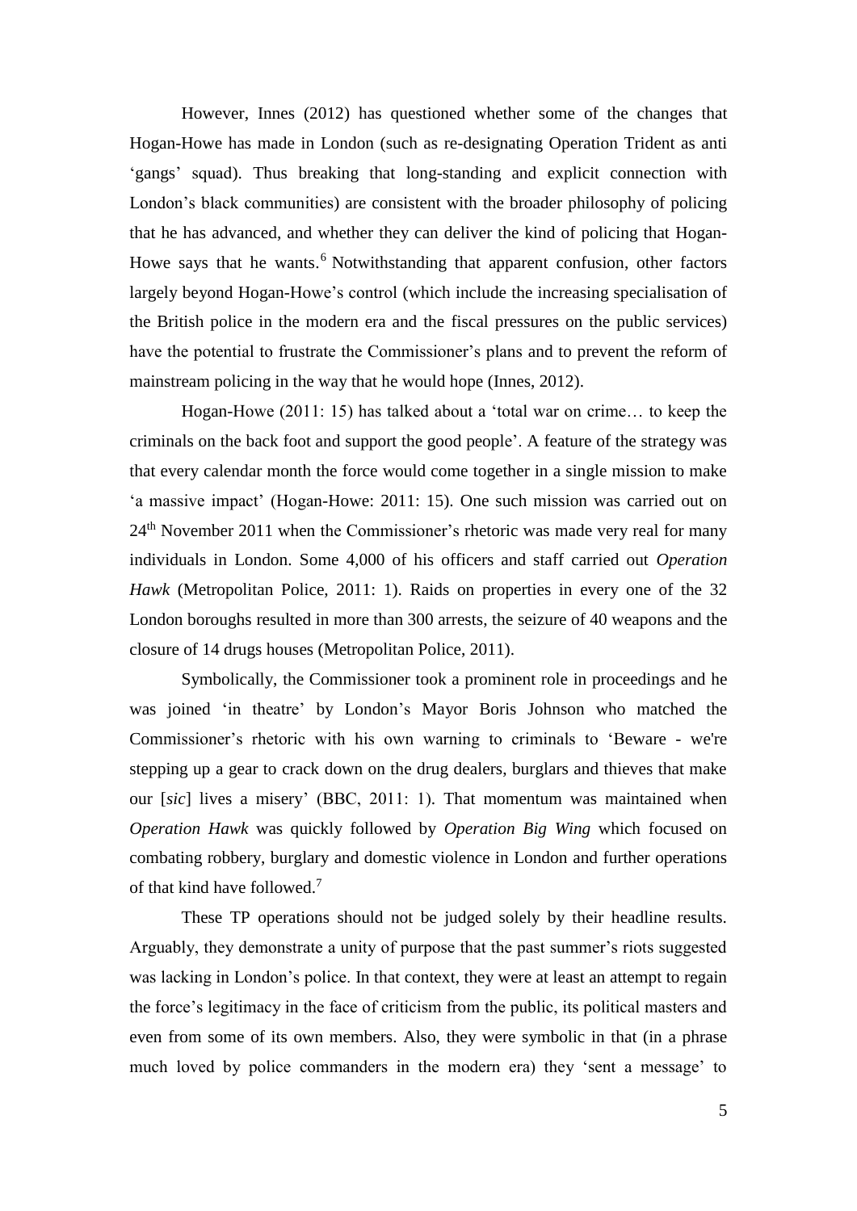However, Innes (2012) has questioned whether some of the changes that Hogan-Howe has made in London (such as re-designating Operation Trident as anti 'gangs' squad). Thus breaking that long-standing and explicit connection with London's black communities) are consistent with the broader philosophy of policing that he has advanced, and whether they can deliver the kind of policing that Hogan-Howe says that he wants.[6] Notwithstanding that apparent confusion, other factors largely beyond Hogan-Howe's control (which include the increasing specialisation of the British police in the modern era and the fiscal pressures on the public services) have the potential to frustrate the Commissioner's plans and to prevent the reform of mainstream policing in the way that he would hope (Innes, 2012).

Hogan-Howe (2011: 15) has talked about a 'total war on crime… to keep the criminals on the back foot and support the good people'. A feature of the strategy was that every calendar month the force would come together in a single mission to make 'a massive impact' (Hogan-Howe: 2011: 15). One such mission was carried out on 24th November 2011 when the Commissioner's rhetoric was made very real for many individuals in London. Some 4,000 of his officers and staff carried out *Operation Hawk* (Metropolitan Police, 2011: 1). Raids on properties in every one of the 32 London boroughs resulted in more than 300 arrests, the seizure of 40 weapons and the closure of 14 drugs houses (Metropolitan Police, 2011).

Symbolically, the Commissioner took a prominent role in proceedings and he was joined 'in theatre' by London's Mayor Boris Johnson who matched the Commissioner's rhetoric with his own warning to criminals to 'Beware - we're stepping up a gear to crack down on the drug dealers, burglars and thieves that make our [*sic*] lives a misery' (BBC, 2011: 1). That momentum was maintained when *Operation Hawk* was quickly followed by *Operation Big Wing* which focused on combating robbery, burglary and domestic violence in London and further operations of that kind have followed.[7]

These TP operations should not be judged solely by their headline results. Arguably, they demonstrate a unity of purpose that the past summer's riots suggested was lacking in London's police. In that context, they were at least an attempt to regain the force's legitimacy in the face of criticism from the public, its political masters and even from some of its own members. Also, they were symbolic in that (in a phrase much loved by police commanders in the modern era) they 'sent a message' to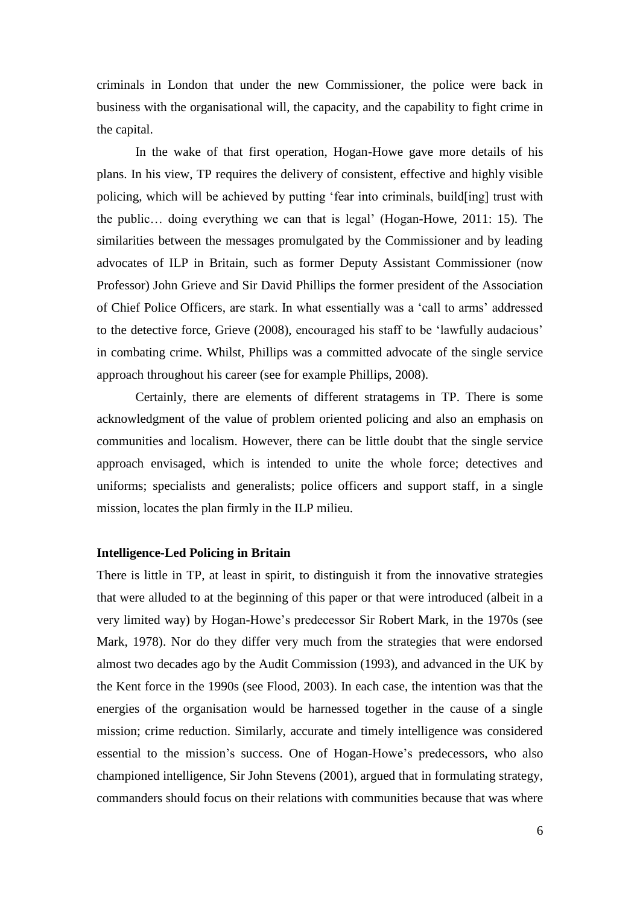criminals in London that under the new Commissioner, the police were back in business with the organisational will, the capacity, and the capability to fight crime in the capital.

In the wake of that first operation, Hogan-Howe gave more details of his plans. In his view, TP requires the delivery of consistent, effective and highly visible policing, which will be achieved by putting 'fear into criminals, build[ing] trust with the public… doing everything we can that is legal' (Hogan-Howe, 2011: 15). The similarities between the messages promulgated by the Commissioner and by leading advocates of ILP in Britain, such as former Deputy Assistant Commissioner (now Professor) John Grieve and Sir David Phillips the former president of the Association of Chief Police Officers, are stark. In what essentially was a 'call to arms' addressed to the detective force, Grieve (2008), encouraged his staff to be 'lawfully audacious' in combating crime. Whilst, Phillips was a committed advocate of the single service approach throughout his career (see for example Phillips, 2008).

Certainly, there are elements of different stratagems in TP. There is some acknowledgment of the value of problem oriented policing and also an emphasis on communities and localism. However, there can be little doubt that the single service approach envisaged, which is intended to unite the whole force; detectives and uniforms; specialists and generalists; police officers and support staff, in a single mission, locates the plan firmly in the ILP milieu.

### Intelligence-Led Policing in Britain

There is little in TP, at least in spirit, to distinguish it from the innovative strategies that were alluded to at the beginning of this paper or that were introduced (albeit in a very limited way) by Hogan-Howe's predecessor Sir Robert Mark, in the 1970s (see Mark, 1978). Nor do they differ very much from the strategies that were endorsed almost two decades ago by the Audit Commission (1993), and advanced in the UK by the Kent force in the 1990s (see Flood, 2003). In each case, the intention was that the energies of the organisation would be harnessed together in the cause of a single mission; crime reduction. Similarly, accurate and timely intelligence was considered essential to the mission's success. One of Hogan-Howe's predecessors, who also championed intelligence, Sir John Stevens (2001), argued that in formulating strategy, commanders should focus on their relations with communities because that was where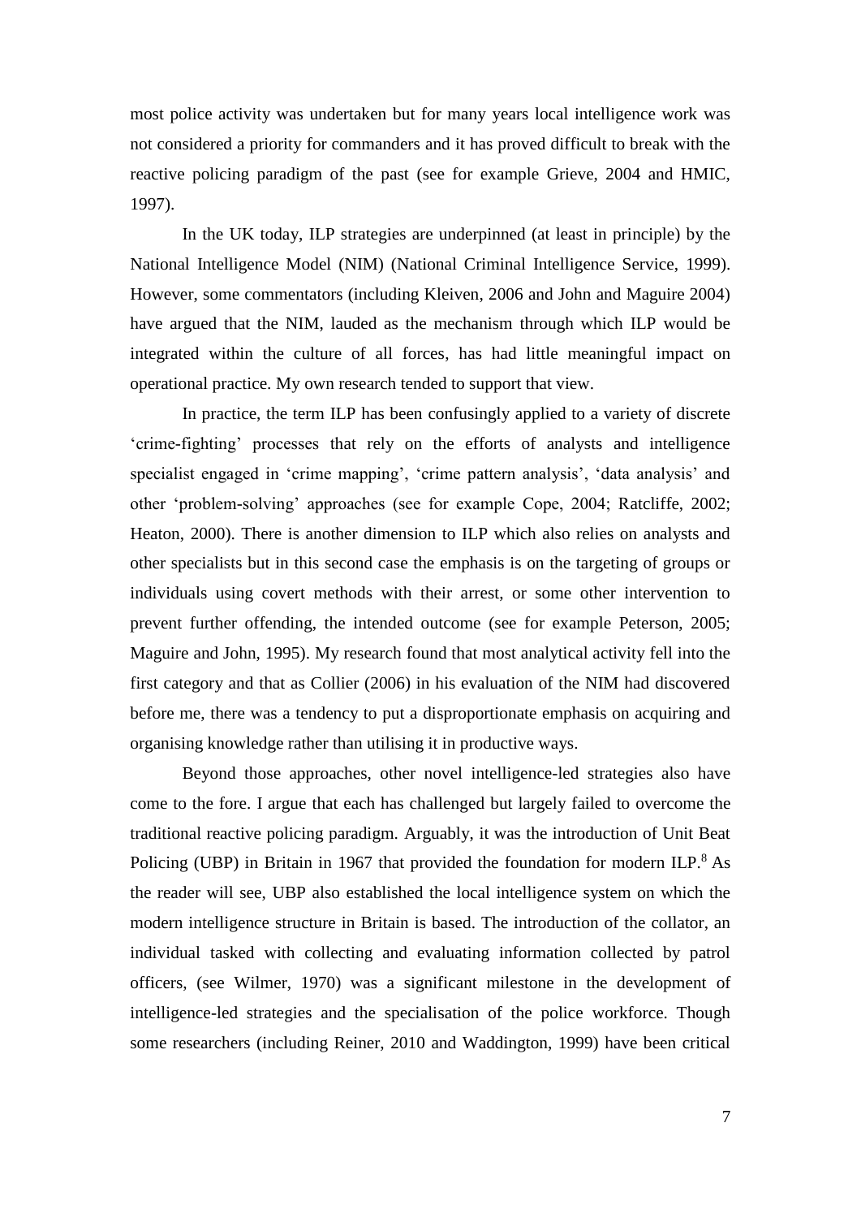most police activity was undertaken but for many years local intelligence work was not considered a priority for commanders and it has proved difficult to break with the reactive policing paradigm of the past (see for example Grieve, 2004 and HMIC, 1997).

In the UK today, ILP strategies are underpinned (at least in principle) by the National Intelligence Model (NIM) (National Criminal Intelligence Service, 1999). However, some commentators (including Kleiven, 2006 and John and Maguire 2004) have argued that the NIM, lauded as the mechanism through which ILP would be integrated within the culture of all forces, has had little meaningful impact on operational practice. My own research tended to support that view.

In practice, the term ILP has been confusingly applied to a variety of discrete 'crime-fighting' processes that rely on the efforts of analysts and intelligence specialist engaged in 'crime mapping', 'crime pattern analysis', 'data analysis' and other 'problem-solving' approaches (see for example Cope, 2004; Ratcliffe, 2002; Heaton, 2000). There is another dimension to ILP which also relies on analysts and other specialists but in this second case the emphasis is on the targeting of groups or individuals using covert methods with their arrest, or some other intervention to prevent further offending, the intended outcome (see for example Peterson, 2005; Maguire and John, 1995). My research found that most analytical activity fell into the first category and that as Collier (2006) in his evaluation of the NIM had discovered before me, there was a tendency to put a disproportionate emphasis on acquiring and organising knowledge rather than utilising it in productive ways.

Beyond those approaches, other novel intelligence-led strategies also have come to the fore. I argue that each has challenged but largely failed to overcome the traditional reactive policing paradigm. Arguably, it was the introduction of Unit Beat Policing (UBP) in Britain in 1967 that provided the foundation for modern ILP.[8] As the reader will see, UBP also established the local intelligence system on which the modern intelligence structure in Britain is based. The introduction of the collator, an individual tasked with collecting and evaluating information collected by patrol officers, (see Wilmer, 1970) was a significant milestone in the development of intelligence-led strategies and the specialisation of the police workforce. Though some researchers (including Reiner, 2010 and Waddington, 1999) have been critical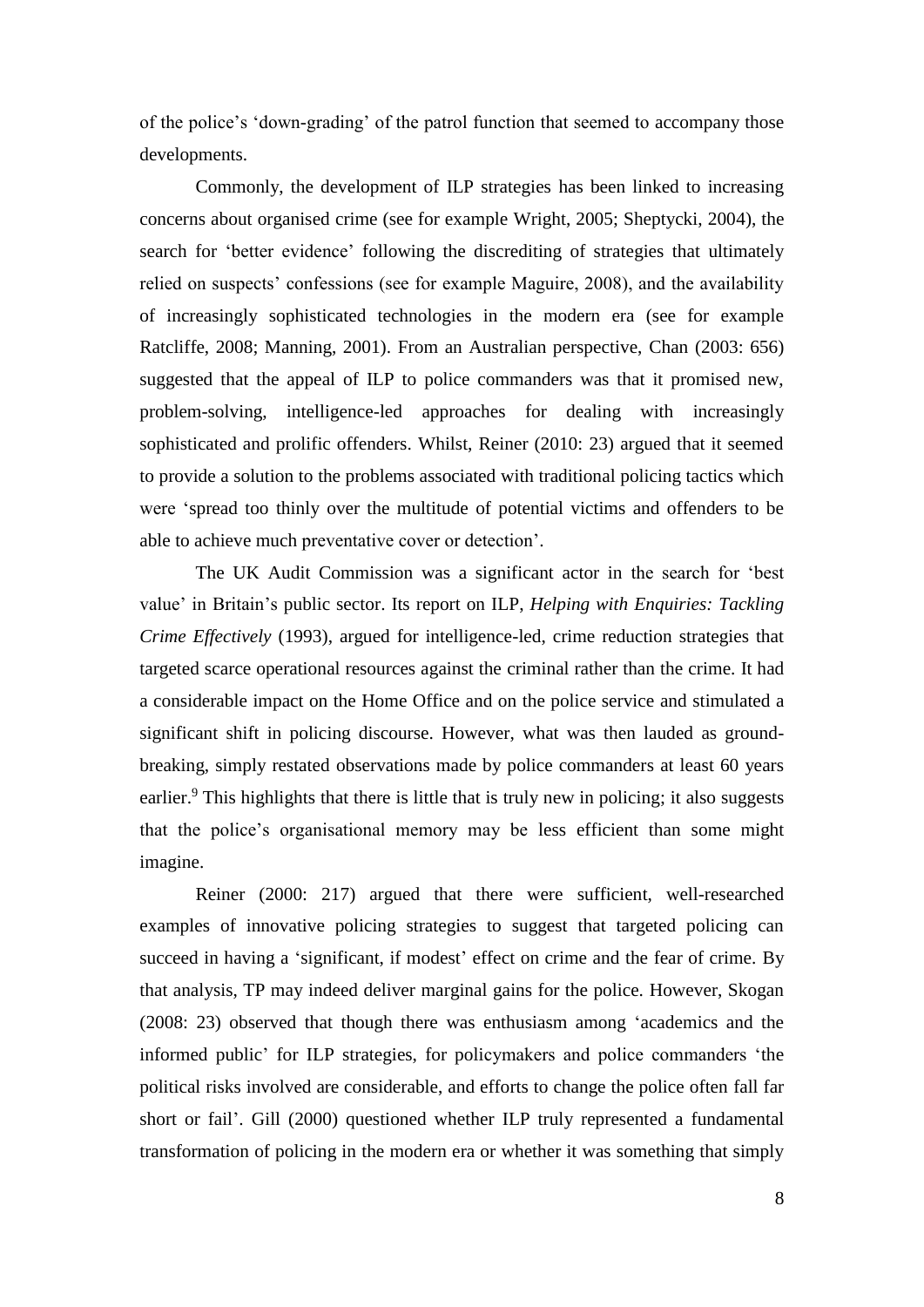of the police's 'down-grading' of the patrol function that seemed to accompany those developments.

Commonly, the development of ILP strategies has been linked to increasing concerns about organised crime (see for example Wright, 2005; Sheptycki, 2004), the search for 'better evidence' following the discrediting of strategies that ultimately relied on suspects' confessions (see for example Maguire, 2008), and the availability of increasingly sophisticated technologies in the modern era (see for example Ratcliffe, 2008; Manning, 2001). From an Australian perspective, Chan (2003: 656) suggested that the appeal of ILP to police commanders was that it promised new, problem-solving, intelligence-led approaches for dealing with increasingly sophisticated and prolific offenders. Whilst, Reiner (2010: 23) argued that it seemed to provide a solution to the problems associated with traditional policing tactics which were 'spread too thinly over the multitude of potential victims and offenders to be able to achieve much preventative cover or detection'.

The UK Audit Commission was a significant actor in the search for 'best value' in Britain's public sector. Its report on ILP, *Helping with Enquiries: Tackling Crime Effectively* (1993), argued for intelligence-led, crime reduction strategies that targeted scarce operational resources against the criminal rather than the crime. It had a considerable impact on the Home Office and on the police service and stimulated a significant shift in policing discourse. However, what was then lauded as ground-breaking, simply restated observations made by police commanders at least 60 years earlier.[9] This highlights that there is little that is truly new in policing; it also suggests that the police's organisational memory may be less efficient than some might imagine.

Reiner (2000: 217) argued that there were sufficient, well-researched examples of innovative policing strategies to suggest that targeted policing can succeed in having a 'significant, if modest' effect on crime and the fear of crime. By that analysis, TP may indeed deliver marginal gains for the police. However, Skogan (2008: 23) observed that though there was enthusiasm among 'academics and the informed public' for ILP strategies, for policymakers and police commanders 'the political risks involved are considerable, and efforts to change the police often fall far short or fail'. Gill (2000) questioned whether ILP truly represented a fundamental transformation of policing in the modern era or whether it was something that simply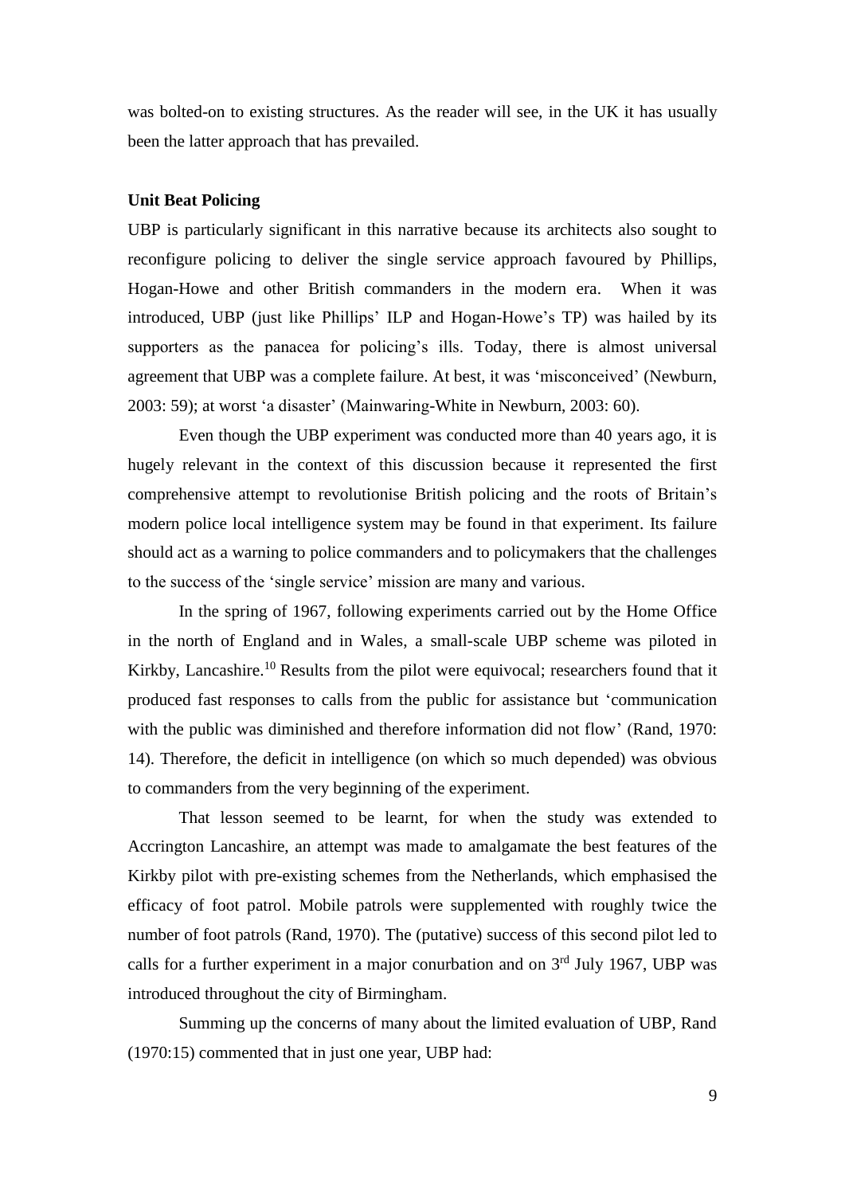was bolted-on to existing structures. As the reader will see, in the UK it has usually been the latter approach that has prevailed.

### Unit Beat Policing

UBP is particularly significant in this narrative because its architects also sought to reconfigure policing to deliver the single service approach favoured by Phillips, Hogan-Howe and other British commanders in the modern era. When it was introduced, UBP (just like Phillips' ILP and Hogan-Howe's TP) was hailed by its supporters as the panacea for policing's ills. Today, there is almost universal agreement that UBP was a complete failure. At best, it was 'misconceived' (Newburn, 2003: 59); at worst 'a disaster' (Mainwaring-White in Newburn, 2003: 60).

Even though the UBP experiment was conducted more than 40 years ago, it is hugely relevant in the context of this discussion because it represented the first comprehensive attempt to revolutionise British policing and the roots of Britain's modern police local intelligence system may be found in that experiment. Its failure should act as a warning to police commanders and to policymakers that the challenges to the success of the 'single service' mission are many and various.

In the spring of 1967, following experiments carried out by the Home Office in the north of England and in Wales, a small-scale UBP scheme was piloted in Kirkby, Lancashire.[10] Results from the pilot were equivocal; researchers found that it produced fast responses to calls from the public for assistance but 'communication with the public was diminished and therefore information did not flow' (Rand, 1970: 14). Therefore, the deficit in intelligence (on which so much depended) was obvious to commanders from the very beginning of the experiment.

That lesson seemed to be learnt, for when the study was extended to Accrington Lancashire, an attempt was made to amalgamate the best features of the Kirkby pilot with pre-existing schemes from the Netherlands, which emphasised the efficacy of foot patrol. Mobile patrols were supplemented with roughly twice the number of foot patrols (Rand, 1970). The (putative) success of this second pilot led to calls for a further experiment in a major conurbation and on 3rd July 1967, UBP was introduced throughout the city of Birmingham.

Summing up the concerns of many about the limited evaluation of UBP, Rand (1970:15) commented that in just one year, UBP had: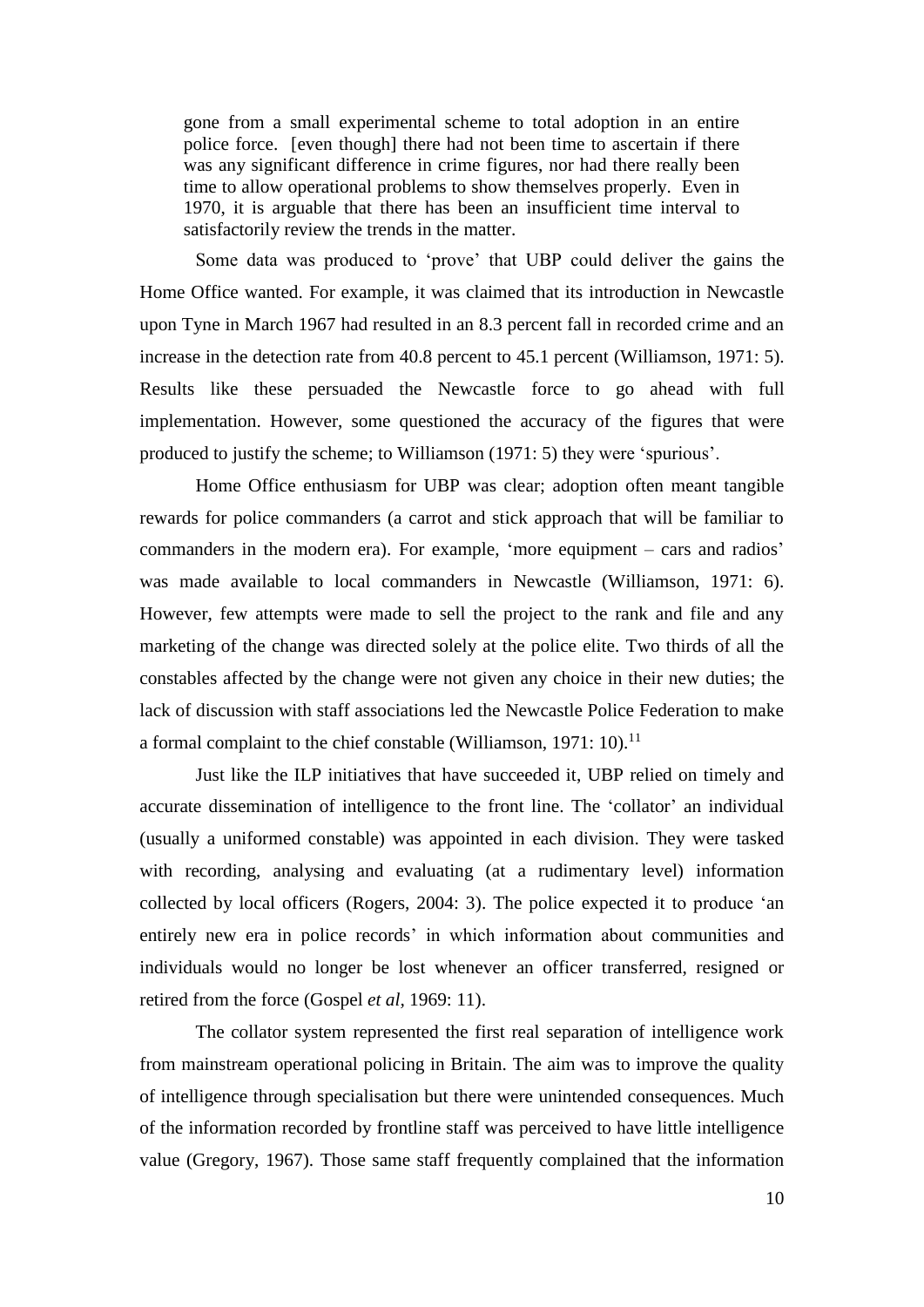> gone from a small experimental scheme to total adoption in an entire police force. [even though] there had not been time to ascertain if there was any significant difference in crime figures, nor had there really been time to allow operational problems to show themselves properly. Even in 1970, it is arguable that there has been an insufficient time interval to satisfactorily review the trends in the matter.

Some data was produced to 'prove' that UBP could deliver the gains the Home Office wanted. For example, it was claimed that its introduction in Newcastle upon Tyne in March 1967 had resulted in an 8.3 percent fall in recorded crime and an increase in the detection rate from 40.8 percent to 45.1 percent (Williamson, 1971: 5). Results like these persuaded the Newcastle force to go ahead with full implementation. However, some questioned the accuracy of the figures that were produced to justify the scheme; to Williamson (1971: 5) they were 'spurious'.

Home Office enthusiasm for UBP was clear; adoption often meant tangible rewards for police commanders (a carrot and stick approach that will be familiar to commanders in the modern era). For example, 'more equipment – cars and radios' was made available to local commanders in Newcastle (Williamson, 1971: 6). However, few attempts were made to sell the project to the rank and file and any marketing of the change was directed solely at the police elite. Two thirds of all the constables affected by the change were not given any choice in their new duties; the lack of discussion with staff associations led the Newcastle Police Federation to make a formal complaint to the chief constable (Williamson, 1971: 10).[11]

Just like the ILP initiatives that have succeeded it, UBP relied on timely and accurate dissemination of intelligence to the front line. The 'collator' an individual (usually a uniformed constable) was appointed in each division. They were tasked with recording, analysing and evaluating (at a rudimentary level) information collected by local officers (Rogers, 2004: 3). The police expected it to produce 'an entirely new era in police records' in which information about communities and individuals would no longer be lost whenever an officer transferred, resigned or retired from the force (Gospel *et al*, 1969: 11).

The collator system represented the first real separation of intelligence work from mainstream operational policing in Britain. The aim was to improve the quality of intelligence through specialisation but there were unintended consequences. Much of the information recorded by frontline staff was perceived to have little intelligence value (Gregory, 1967). Those same staff frequently complained that the information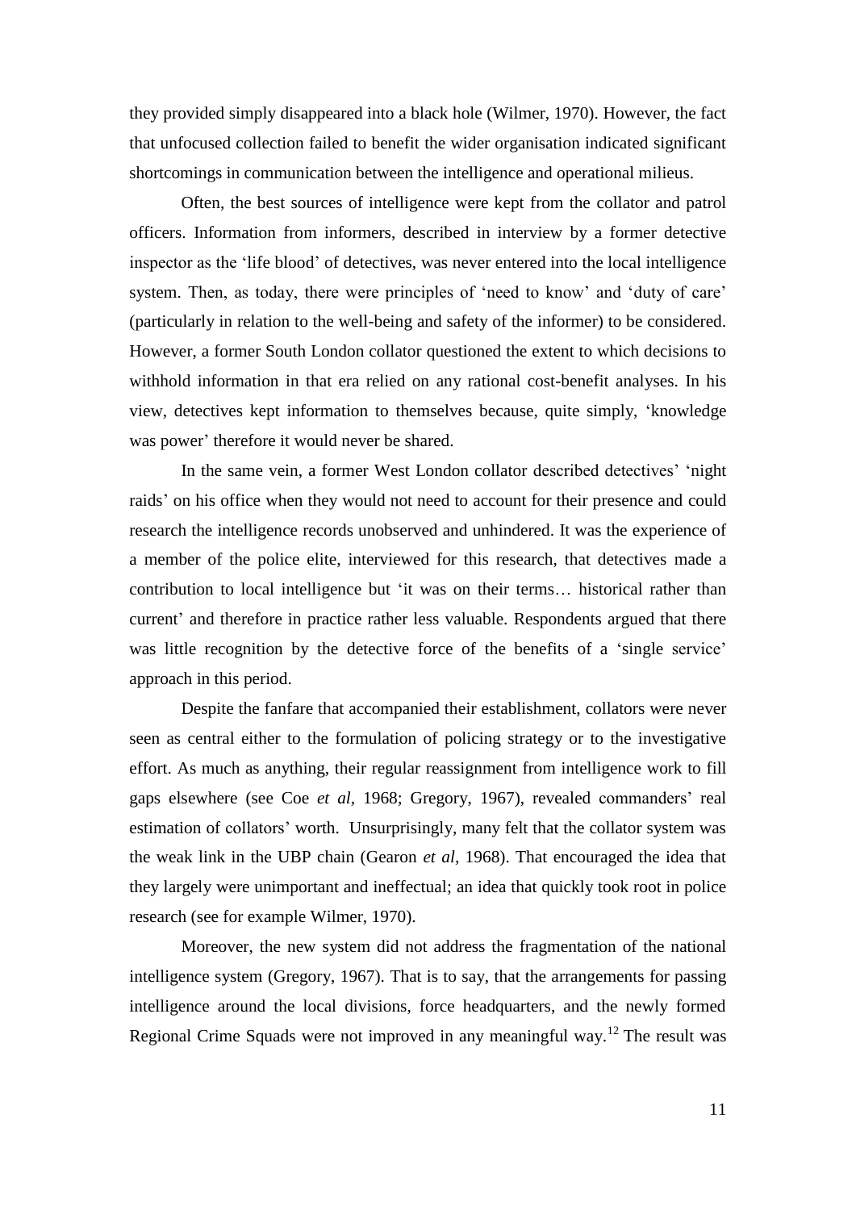they provided simply disappeared into a black hole (Wilmer, 1970). However, the fact that unfocused collection failed to benefit the wider organisation indicated significant shortcomings in communication between the intelligence and operational milieus.

Often, the best sources of intelligence were kept from the collator and patrol officers. Information from informers, described in interview by a former detective inspector as the 'life blood' of detectives, was never entered into the local intelligence system. Then, as today, there were principles of 'need to know' and 'duty of care' (particularly in relation to the well-being and safety of the informer) to be considered. However, a former South London collator questioned the extent to which decisions to withhold information in that era relied on any rational cost-benefit analyses. In his view, detectives kept information to themselves because, quite simply, 'knowledge was power' therefore it would never be shared.

In the same vein, a former West London collator described detectives' 'night raids' on his office when they would not need to account for their presence and could research the intelligence records unobserved and unhindered. It was the experience of a member of the police elite, interviewed for this research, that detectives made a contribution to local intelligence but 'it was on their terms… historical rather than current' and therefore in practice rather less valuable. Respondents argued that there was little recognition by the detective force of the benefits of a 'single service' approach in this period.

Despite the fanfare that accompanied their establishment, collators were never seen as central either to the formulation of policing strategy or to the investigative effort. As much as anything, their regular reassignment from intelligence work to fill gaps elsewhere (see Coe *et al*, 1968; Gregory, 1967), revealed commanders' real estimation of collators' worth. Unsurprisingly, many felt that the collator system was the weak link in the UBP chain (Gearon *et al*, 1968). That encouraged the idea that they largely were unimportant and ineffectual; an idea that quickly took root in police research (see for example Wilmer, 1970).

Moreover, the new system did not address the fragmentation of the national intelligence system (Gregory, 1967). That is to say, that the arrangements for passing intelligence around the local divisions, force headquarters, and the newly formed Regional Crime Squads were not improved in any meaningful way.[12] The result was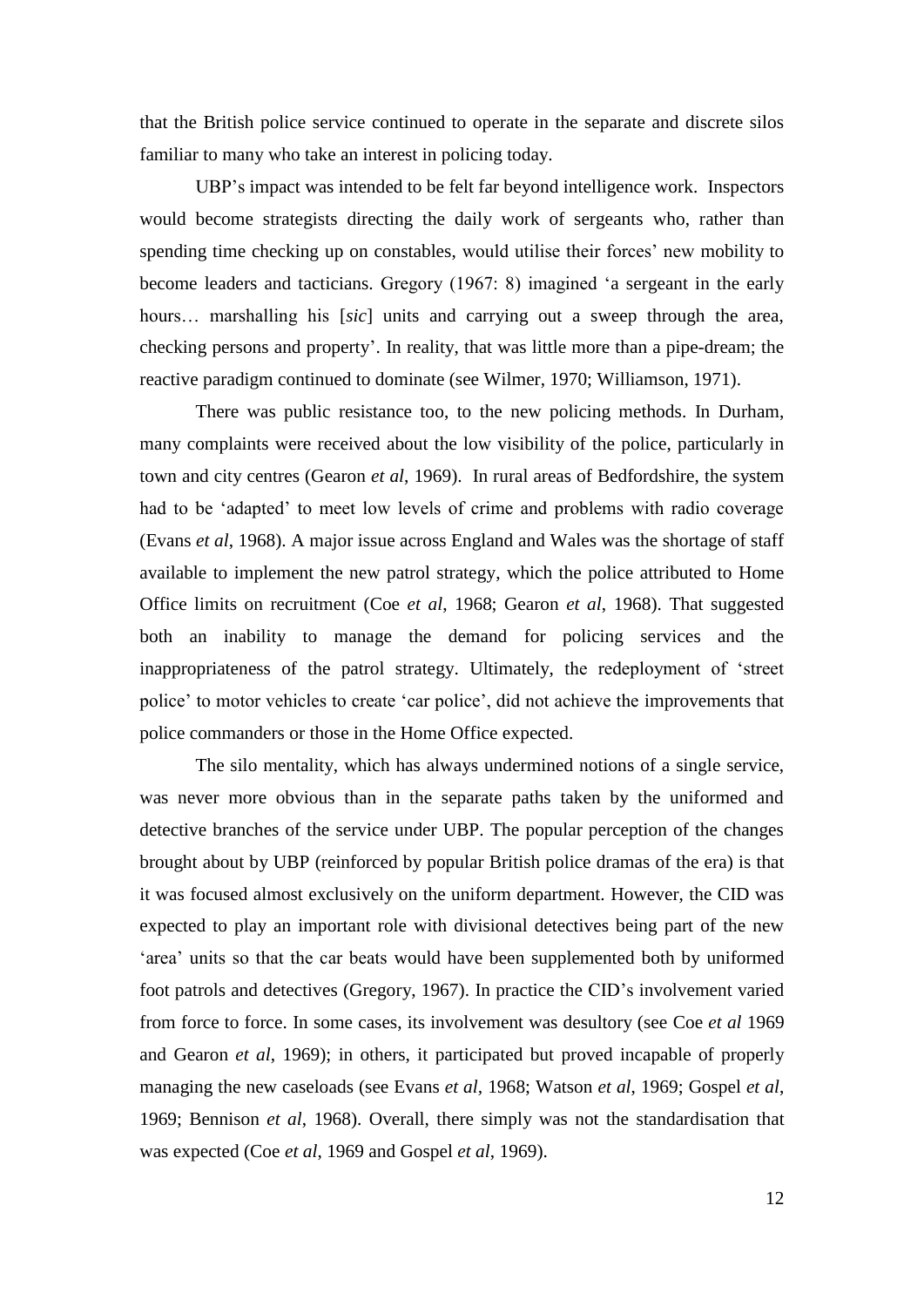that the British police service continued to operate in the separate and discrete silos familiar to many who take an interest in policing today.

UBP's impact was intended to be felt far beyond intelligence work. Inspectors would become strategists directing the daily work of sergeants who, rather than spending time checking up on constables, would utilise their forces' new mobility to become leaders and tacticians. Gregory (1967: 8) imagined 'a sergeant in the early hours… marshalling his [*sic*] units and carrying out a sweep through the area, checking persons and property'. In reality, that was little more than a pipe-dream; the reactive paradigm continued to dominate (see Wilmer, 1970; Williamson, 1971).

There was public resistance too, to the new policing methods. In Durham, many complaints were received about the low visibility of the police, particularly in town and city centres (Gearon *et al*, 1969). In rural areas of Bedfordshire, the system had to be 'adapted' to meet low levels of crime and problems with radio coverage (Evans *et al*, 1968). A major issue across England and Wales was the shortage of staff available to implement the new patrol strategy, which the police attributed to Home Office limits on recruitment (Coe *et al*, 1968; Gearon *et al*, 1968). That suggested both an inability to manage the demand for policing services and the inappropriateness of the patrol strategy. Ultimately, the redeployment of 'street police' to motor vehicles to create 'car police', did not achieve the improvements that police commanders or those in the Home Office expected.

The silo mentality, which has always undermined notions of a single service, was never more obvious than in the separate paths taken by the uniformed and detective branches of the service under UBP. The popular perception of the changes brought about by UBP (reinforced by popular British police dramas of the era) is that it was focused almost exclusively on the uniform department. However, the CID was expected to play an important role with divisional detectives being part of the new 'area' units so that the car beats would have been supplemented both by uniformed foot patrols and detectives (Gregory, 1967). In practice the CID's involvement varied from force to force. In some cases, its involvement was desultory (see Coe *et al* 1969 and Gearon *et al*, 1969); in others, it participated but proved incapable of properly managing the new caseloads (see Evans *et al*, 1968; Watson *et al*, 1969; Gospel *et al*, 1969; Bennison *et al*, 1968). Overall, there simply was not the standardisation that was expected (Coe *et al*, 1969 and Gospel *et al*, 1969).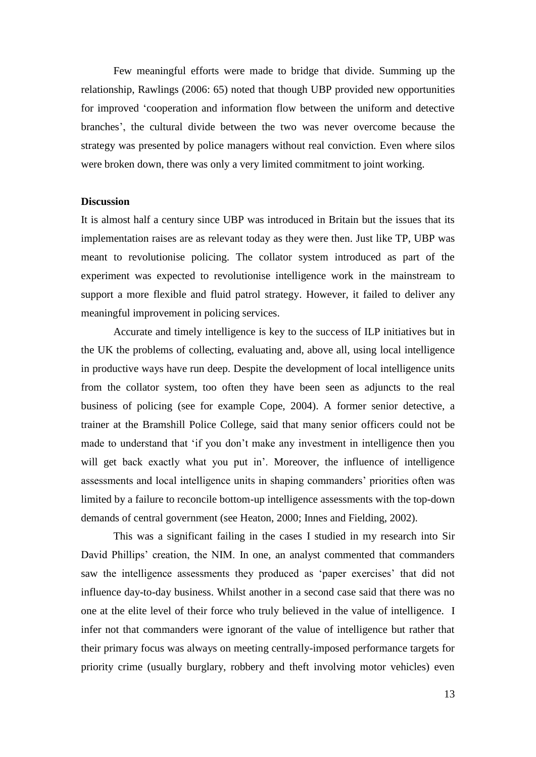Few meaningful efforts were made to bridge that divide. Summing up the relationship, Rawlings (2006: 65) noted that though UBP provided new opportunities for improved 'cooperation and information flow between the uniform and detective branches', the cultural divide between the two was never overcome because the strategy was presented by police managers without real conviction. Even where silos were broken down, there was only a very limited commitment to joint working.

**Discussion**

It is almost half a century since UBP was introduced in Britain but the issues that its implementation raises are as relevant today as they were then. Just like TP, UBP was meant to revolutionise policing. The collator system introduced as part of the experiment was expected to revolutionise intelligence work in the mainstream to support a more flexible and fluid patrol strategy. However, it failed to deliver any meaningful improvement in policing services.

Accurate and timely intelligence is key to the success of ILP initiatives but in the UK the problems of collecting, evaluating and, above all, using local intelligence in productive ways have run deep. Despite the development of local intelligence units from the collator system, too often they have been seen as adjuncts to the real business of policing (see for example Cope, 2004). A former senior detective, a trainer at the Bramshill Police College, said that many senior officers could not be made to understand that 'if you don't make any investment in intelligence then you will get back exactly what you put in'. Moreover, the influence of intelligence assessments and local intelligence units in shaping commanders' priorities often was limited by a failure to reconcile bottom-up intelligence assessments with the top-down demands of central government (see Heaton, 2000; Innes and Fielding, 2002).

This was a significant failing in the cases I studied in my research into Sir David Phillips' creation, the NIM. In one, an analyst commented that commanders saw the intelligence assessments they produced as 'paper exercises' that did not influence day-to-day business. Whilst another in a second case said that there was no one at the elite level of their force who truly believed in the value of intelligence. I infer not that commanders were ignorant of the value of intelligence but rather that their primary focus was always on meeting centrally-imposed performance targets for priority crime (usually burglary, robbery and theft involving motor vehicles) even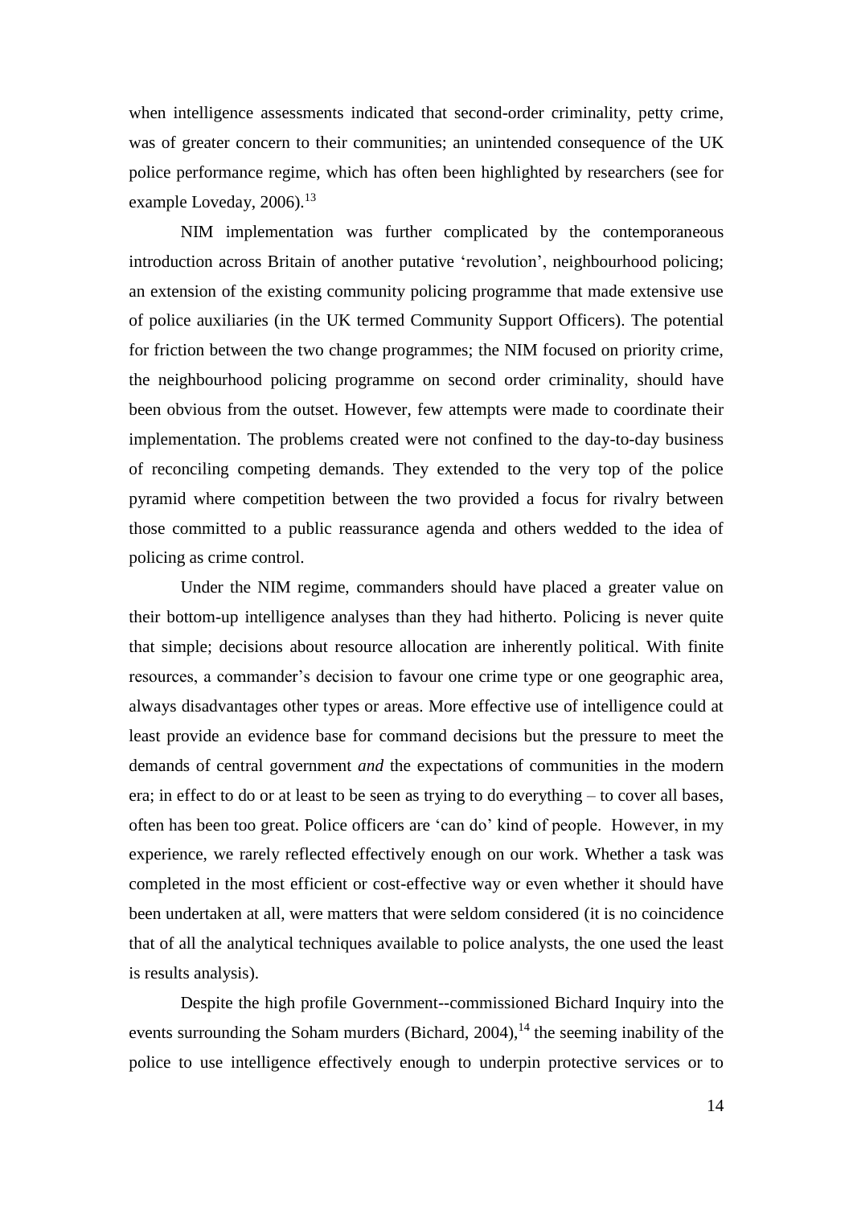when intelligence assessments indicated that second-order criminality, petty crime, was of greater concern to their communities; an unintended consequence of the UK police performance regime, which has often been highlighted by researchers (see for example Loveday, 2006).[13]

NIM implementation was further complicated by the contemporaneous introduction across Britain of another putative 'revolution', neighbourhood policing; an extension of the existing community policing programme that made extensive use of police auxiliaries (in the UK termed Community Support Officers). The potential for friction between the two change programmes; the NIM focused on priority crime, the neighbourhood policing programme on second order criminality, should have been obvious from the outset. However, few attempts were made to coordinate their implementation. The problems created were not confined to the day-to-day business of reconciling competing demands. They extended to the very top of the police pyramid where competition between the two provided a focus for rivalry between those committed to a public reassurance agenda and others wedded to the idea of policing as crime control.

Under the NIM regime, commanders should have placed a greater value on their bottom-up intelligence analyses than they had hitherto. Policing is never quite that simple; decisions about resource allocation are inherently political. With finite resources, a commander's decision to favour one crime type or one geographic area, always disadvantages other types or areas. More effective use of intelligence could at least provide an evidence base for command decisions but the pressure to meet the demands of central government *and* the expectations of communities in the modern era; in effect to do or at least to be seen as trying to do everything – to cover all bases, often has been too great. Police officers are 'can do' kind of people. However, in my experience, we rarely reflected effectively enough on our work. Whether a task was completed in the most efficient or cost-effective way or even whether it should have been undertaken at all, were matters that were seldom considered (it is no coincidence that of all the analytical techniques available to police analysts, the one used the least is results analysis).

Despite the high profile Government--commissioned Bichard Inquiry into the events surrounding the Soham murders (Bichard, 2004),[14] the seeming inability of the police to use intelligence effectively enough to underpin protective services or to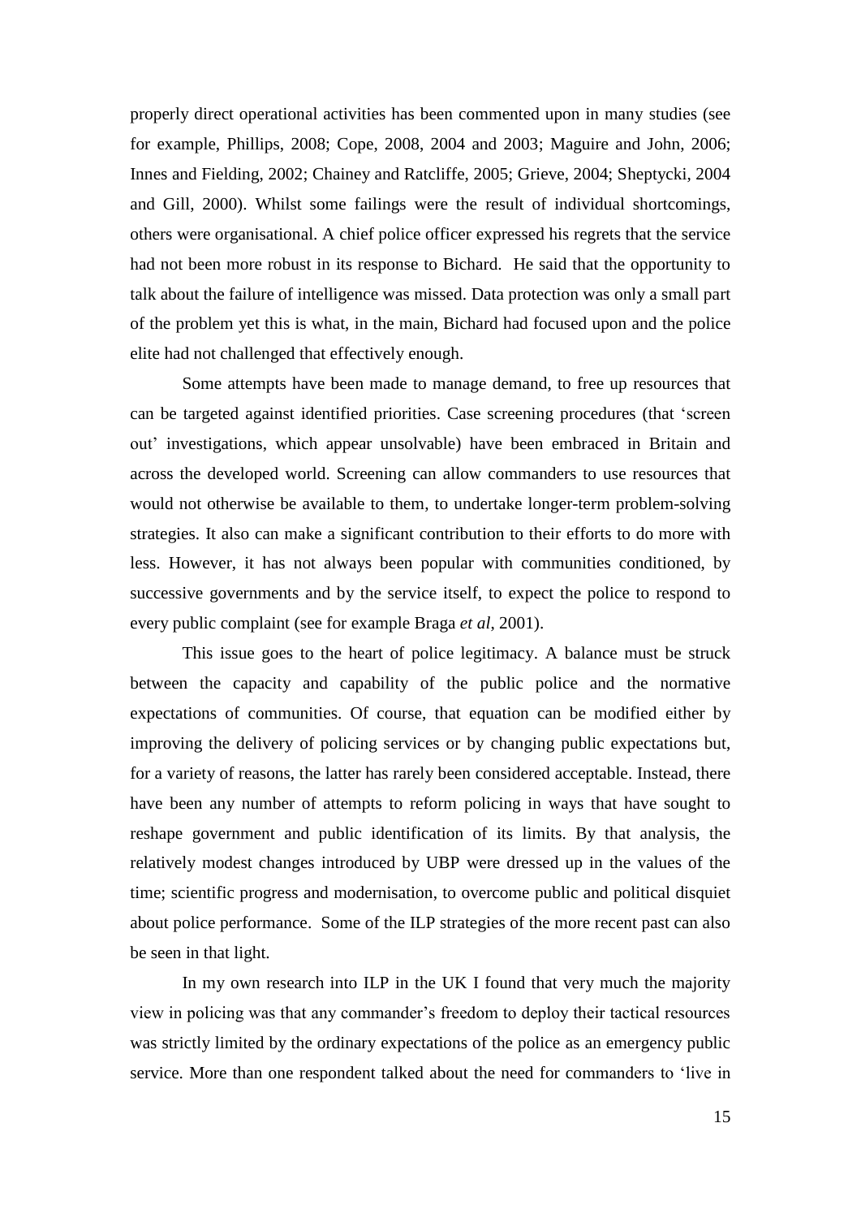properly direct operational activities has been commented upon in many studies (see for example, Phillips, 2008; Cope, 2008, 2004 and 2003; Maguire and John, 2006; Innes and Fielding, 2002; Chainey and Ratcliffe, 2005; Grieve, 2004; Sheptycki, 2004 and Gill, 2000). Whilst some failings were the result of individual shortcomings, others were organisational. A chief police officer expressed his regrets that the service had not been more robust in its response to Bichard. He said that the opportunity to talk about the failure of intelligence was missed. Data protection was only a small part of the problem yet this is what, in the main, Bichard had focused upon and the police elite had not challenged that effectively enough.

Some attempts have been made to manage demand, to free up resources that can be targeted against identified priorities. Case screening procedures (that 'screen out' investigations, which appear unsolvable) have been embraced in Britain and across the developed world. Screening can allow commanders to use resources that would not otherwise be available to them, to undertake longer-term problem-solving strategies. It also can make a significant contribution to their efforts to do more with less. However, it has not always been popular with communities conditioned, by successive governments and by the service itself, to expect the police to respond to every public complaint (see for example Braga *et al*, 2001).

This issue goes to the heart of police legitimacy. A balance must be struck between the capacity and capability of the public police and the normative expectations of communities. Of course, that equation can be modified either by improving the delivery of policing services or by changing public expectations but, for a variety of reasons, the latter has rarely been considered acceptable. Instead, there have been any number of attempts to reform policing in ways that have sought to reshape government and public identification of its limits. By that analysis, the relatively modest changes introduced by UBP were dressed up in the values of the time; scientific progress and modernisation, to overcome public and political disquiet about police performance. Some of the ILP strategies of the more recent past can also be seen in that light.

In my own research into ILP in the UK I found that very much the majority view in policing was that any commander's freedom to deploy their tactical resources was strictly limited by the ordinary expectations of the police as an emergency public service. More than one respondent talked about the need for commanders to 'live in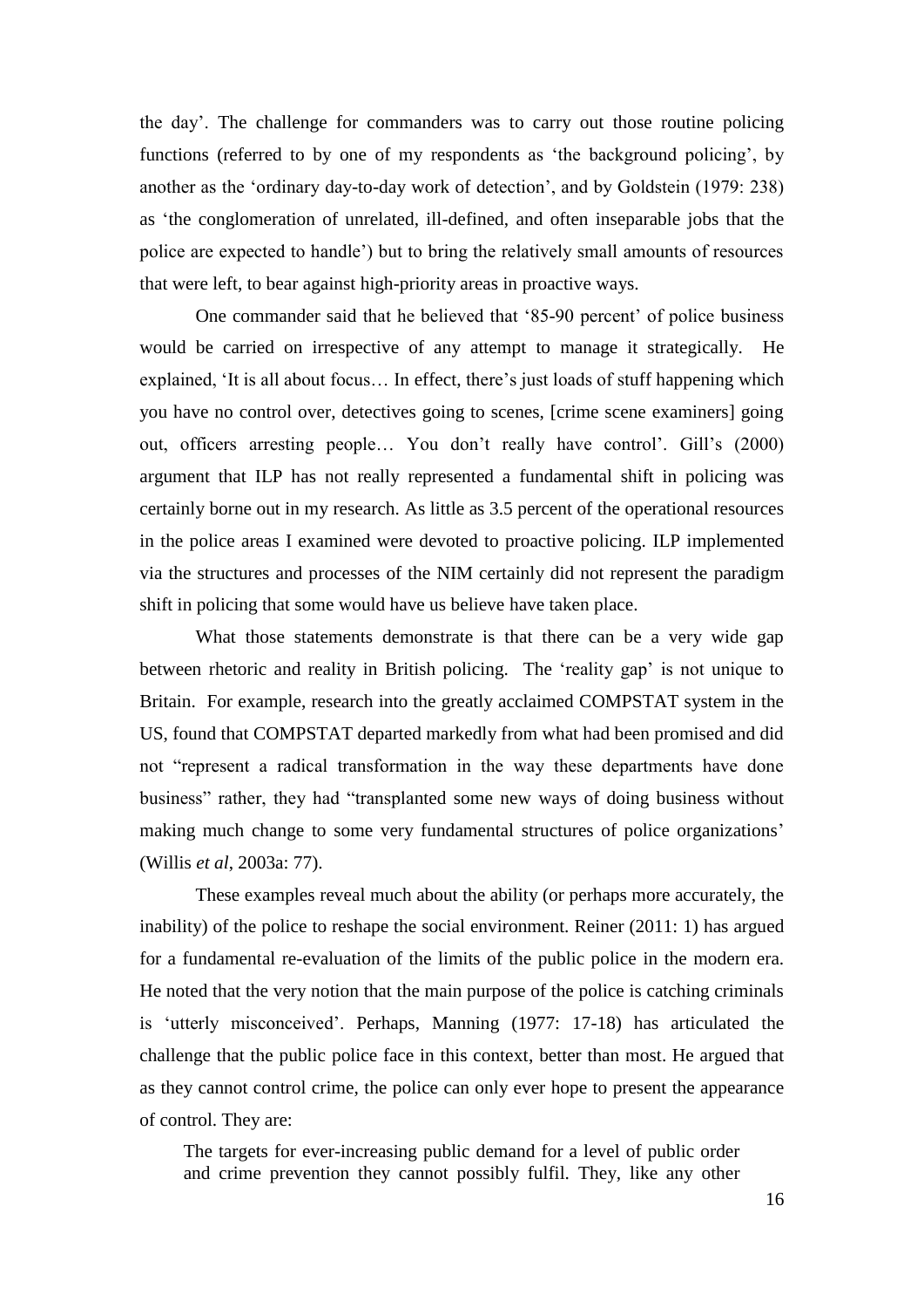the day'. The challenge for commanders was to carry out those routine policing functions (referred to by one of my respondents as 'the background policing', by another as the 'ordinary day-to-day work of detection', and by Goldstein (1979: 238) as 'the conglomeration of unrelated, ill-defined, and often inseparable jobs that the police are expected to handle') but to bring the relatively small amounts of resources that were left, to bear against high-priority areas in proactive ways.

One commander said that he believed that '85-90 percent' of police business would be carried on irrespective of any attempt to manage it strategically. He explained, 'It is all about focus… In effect, there's just loads of stuff happening which you have no control over, detectives going to scenes, [crime scene examiners] going out, officers arresting people… You don't really have control'. Gill's (2000) argument that ILP has not really represented a fundamental shift in policing was certainly borne out in my research. As little as 3.5 percent of the operational resources in the police areas I examined were devoted to proactive policing. ILP implemented via the structures and processes of the NIM certainly did not represent the paradigm shift in policing that some would have us believe have taken place.

What those statements demonstrate is that there can be a very wide gap between rhetoric and reality in British policing. The 'reality gap' is not unique to Britain. For example, research into the greatly acclaimed COMPSTAT system in the US, found that COMPSTAT departed markedly from what had been promised and did not "represent a radical transformation in the way these departments have done business" rather, they had "transplanted some new ways of doing business without making much change to some very fundamental structures of police organizations' (Willis *et al*, 2003a: 77).

These examples reveal much about the ability (or perhaps more accurately, the inability) of the police to reshape the social environment. Reiner (2011: 1) has argued for a fundamental re-evaluation of the limits of the public police in the modern era. He noted that the very notion that the main purpose of the police is catching criminals is 'utterly misconceived'. Perhaps, Manning (1977: 17-18) has articulated the challenge that the public police face in this context, better than most. He argued that as they cannot control crime, the police can only ever hope to present the appearance of control. They are:

> The targets for ever-increasing public demand for a level of public order and crime prevention they cannot possibly fulfil. They, like any other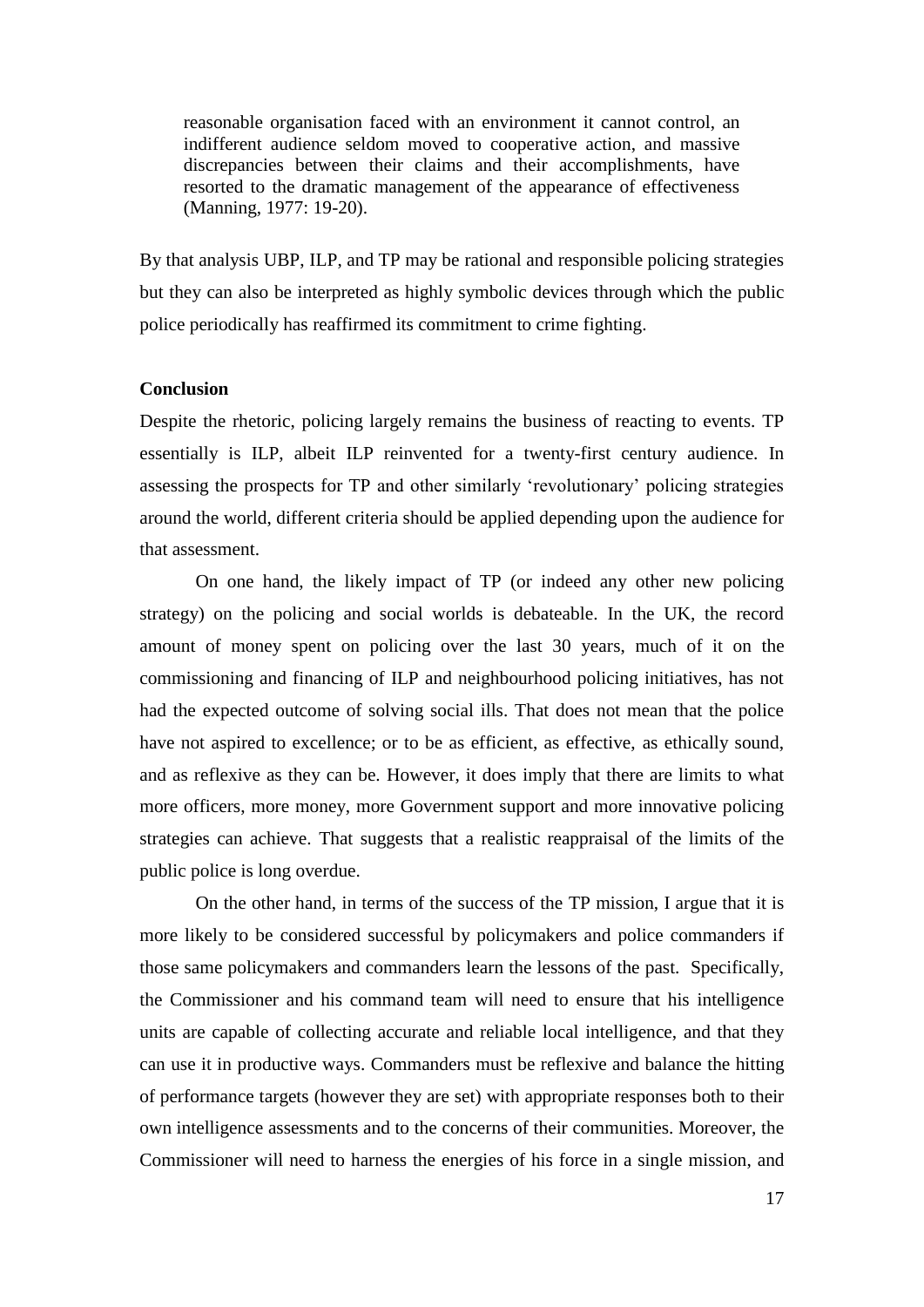> reasonable organisation faced with an environment it cannot control, an indifferent audience seldom moved to cooperative action, and massive discrepancies between their claims and their accomplishments, have resorted to the dramatic management of the appearance of effectiveness (Manning, 1977: 19-20).

By that analysis UBP, ILP, and TP may be rational and responsible policing strategies but they can also be interpreted as highly symbolic devices through which the public police periodically has reaffirmed its commitment to crime fighting.

**Conclusion**

Despite the rhetoric, policing largely remains the business of reacting to events. TP essentially is ILP, albeit ILP reinvented for a twenty-first century audience. In assessing the prospects for TP and other similarly 'revolutionary' policing strategies around the world, different criteria should be applied depending upon the audience for that assessment.

On one hand, the likely impact of TP (or indeed any other new policing strategy) on the policing and social worlds is debateable. In the UK, the record amount of money spent on policing over the last 30 years, much of it on the commissioning and financing of ILP and neighbourhood policing initiatives, has not had the expected outcome of solving social ills. That does not mean that the police have not aspired to excellence; or to be as efficient, as effective, as ethically sound, and as reflexive as they can be. However, it does imply that there are limits to what more officers, more money, more Government support and more innovative policing strategies can achieve. That suggests that a realistic reappraisal of the limits of the public police is long overdue.

On the other hand, in terms of the success of the TP mission, I argue that it is more likely to be considered successful by policymakers and police commanders if those same policymakers and commanders learn the lessons of the past. Specifically, the Commissioner and his command team will need to ensure that his intelligence units are capable of collecting accurate and reliable local intelligence, and that they can use it in productive ways. Commanders must be reflexive and balance the hitting of performance targets (however they are set) with appropriate responses both to their own intelligence assessments and to the concerns of their communities. Moreover, the Commissioner will need to harness the energies of his force in a single mission, and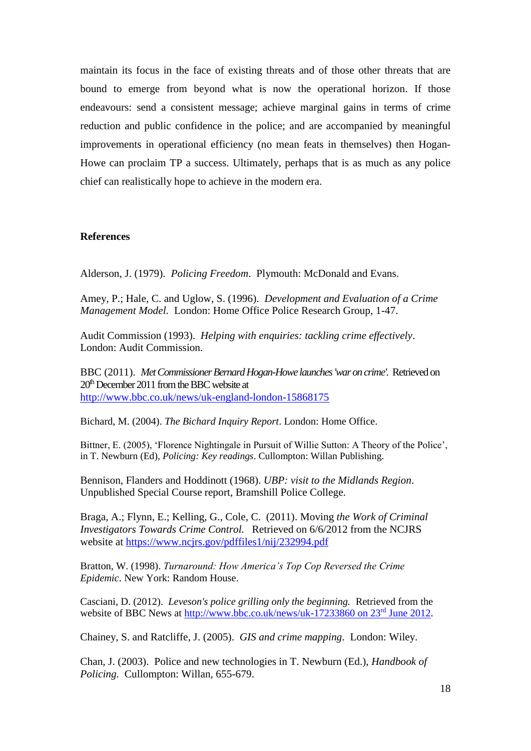maintain its focus in the face of existing threats and of those other threats that are bound to emerge from beyond what is now the operational horizon. If those endeavours: send a consistent message; achieve marginal gains in terms of crime reduction and public confidence in the police; and are accompanied by meaningful improvements in operational efficiency (no mean feats in themselves) then Hogan-Howe can proclaim TP a success. Ultimately, perhaps that is as much as any police chief can realistically hope to achieve in the modern era.

**References**

Alderson, J. (1979). *Policing Freedom*. Plymouth: McDonald and Evans.

Amey, P.; Hale, C. and Uglow, S. (1996). *Development and Evaluation of a Crime Management Model.* London: Home Office Police Research Group, 1-47.

Audit Commission (1993). *Helping with enquiries: tackling crime effectively*. London: Audit Commission.

BBC (2011). *Met Commissioner Bernard Hogan-Howe launches 'war on crime'.* Retrieved on 20th December 2011 from the BBC website at http://www.bbc.co.uk/news/uk-england-london-15868175

Bichard, M. (2004). *The Bichard Inquiry Report*. London: Home Office.

Bittner, E. (2005), 'Florence Nightingale in Pursuit of Willie Sutton: A Theory of the Police', in T. Newburn (Ed), *Policing: Key readings*. Cullompton: Willan Publishing.

Bennison, Flanders and Hoddinott (1968). *UBP: visit to the Midlands Region*. Unpublished Special Course report, Bramshill Police College.

Braga, A.; Flynn, E.; Kelling, G., Cole, C. (2011). Moving *the Work of Criminal Investigators Towards Crime Control.* Retrieved on 6/6/2012 from the NCJRS website at https://www.ncjrs.gov/pdffiles1/nij/232994.pdf

Bratton, W. (1998). *Turnaround: How America's Top Cop Reversed the Crime Epidemic*. New York: Random House.

Casciani, D. (2012). *Leveson's police grilling only the beginning.* Retrieved from the website of BBC News at http://www.bbc.co.uk/news/uk-17233860 on 23rd June 2012.

Chainey, S. and Ratcliffe, J. (2005). *GIS and crime mapping*. London: Wiley.

Chan, J. (2003). Police and new technologies in T. Newburn (Ed.), *Handbook of Policing.* Cullompton: Willan, 655-679.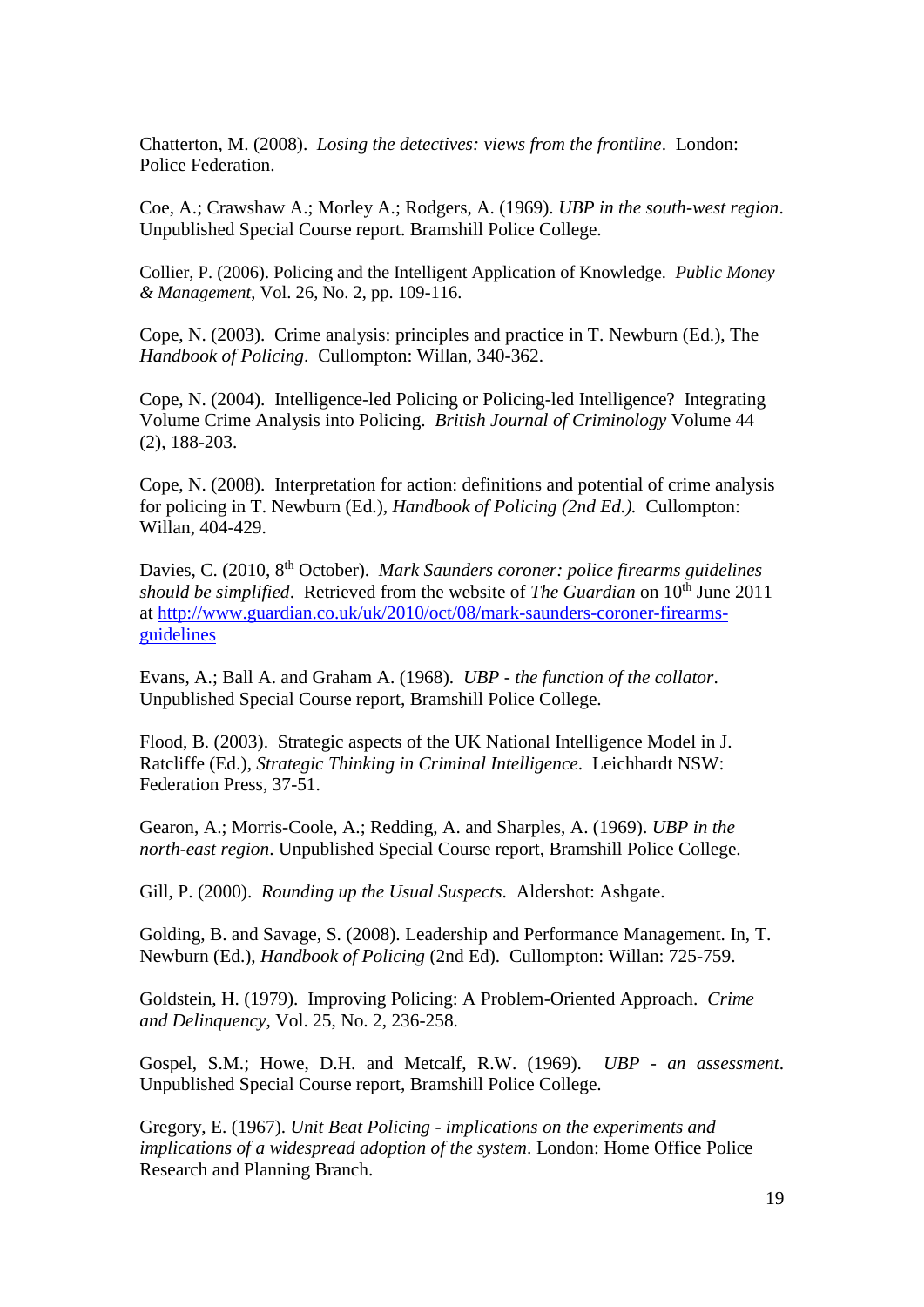Chatterton, M. (2008). *Losing the detectives: views from the frontline*. London: Police Federation.

Coe, A.; Crawshaw A.; Morley A.; Rodgers, A. (1969). *UBP in the south-west region*. Unpublished Special Course report. Bramshill Police College.

Collier, P. (2006). Policing and the Intelligent Application of Knowledge. *Public Money & Management*, Vol. 26, No. 2, pp. 109-116.

Cope, N. (2003). Crime analysis: principles and practice in T. Newburn (Ed.), The *Handbook of Policing*. Cullompton: Willan, 340-362.

Cope, N. (2004). Intelligence-led Policing or Policing-led Intelligence? Integrating Volume Crime Analysis into Policing. *British Journal of Criminology* Volume 44 (2), 188-203.

Cope, N. (2008). Interpretation for action: definitions and potential of crime analysis for policing in T. Newburn (Ed.), *Handbook of Policing (2nd Ed.).* Cullompton: Willan, 404-429.

Davies, C. (2010, 8th October). *Mark Saunders coroner: police firearms guidelines should be simplified*. Retrieved from the website of *The Guardian* on 10th June 2011 at http://www.guardian.co.uk/uk/2010/oct/08/mark-saunders-coroner-firearms-guidelines

Evans, A.; Ball A. and Graham A. (1968). *UBP - the function of the collator*. Unpublished Special Course report, Bramshill Police College.

Flood, B. (2003). Strategic aspects of the UK National Intelligence Model in J. Ratcliffe (Ed.), *Strategic Thinking in Criminal Intelligence*. Leichhardt NSW: Federation Press, 37-51.

Gearon, A.; Morris-Coole, A.; Redding, A. and Sharples, A. (1969). *UBP in the north-east region*. Unpublished Special Course report, Bramshill Police College.

Gill, P. (2000). *Rounding up the Usual Suspects*. Aldershot: Ashgate.

Golding, B. and Savage, S. (2008). Leadership and Performance Management. In, T. Newburn (Ed.), *Handbook of Policing* (2nd Ed). Cullompton: Willan: 725-759.

Goldstein, H. (1979). Improving Policing: A Problem-Oriented Approach. *Crime and Delinquency*, Vol. 25, No. 2, 236-258.

Gospel, S.M.; Howe, D.H. and Metcalf, R.W. (1969). *UBP - an assessment*. Unpublished Special Course report, Bramshill Police College.

Gregory, E. (1967). *Unit Beat Policing - implications on the experiments and implications of a widespread adoption of the system*. London: Home Office Police Research and Planning Branch.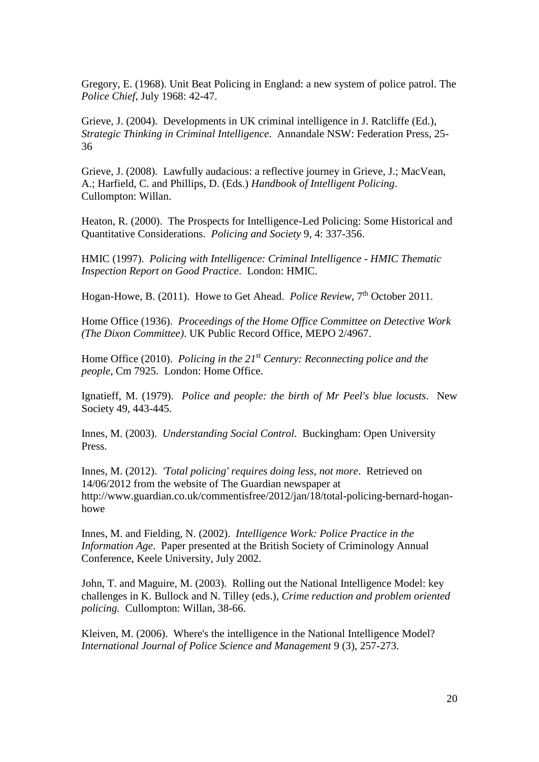Gregory, E. (1968). Unit Beat Policing in England: a new system of police patrol. The *Police Chief*, July 1968: 42-47.

Grieve, J. (2004). Developments in UK criminal intelligence in J. Ratcliffe (Ed.), *Strategic Thinking in Criminal Intelligence*. Annandale NSW: Federation Press, 25-36

Grieve, J. (2008). Lawfully audacious: a reflective journey in Grieve, J.; MacVean, A.; Harfield, C. and Phillips, D. (Eds.) *Handbook of Intelligent Policing*. Cullompton: Willan.

Heaton, R. (2000). The Prospects for Intelligence-Led Policing: Some Historical and Quantitative Considerations. *Policing and Society* 9, 4: 337-356.

HMIC (1997). *Policing with Intelligence: Criminal Intelligence - HMIC Thematic Inspection Report on Good Practice*. London: HMIC.

Hogan-Howe, B. (2011). Howe to Get Ahead. *Police Review*, 7th October 2011.

Home Office (1936). *Proceedings of the Home Office Committee on Detective Work (The Dixon Committee)*. UK Public Record Office, MEPO 2/4967.

Home Office (2010). *Policing in the 21st Century: Reconnecting police and the people,* Cm 7925. London: Home Office.

Ignatieff, M. (1979). *Police and people: the birth of Mr Peel's blue locusts*. New Society 49, 443-445.

Innes, M. (2003). *Understanding Social Control*. Buckingham: Open University Press.

Innes, M. (2012). *'Total policing' requires doing less, not more*. Retrieved on 14/06/2012 from the website of The Guardian newspaper at http://www.guardian.co.uk/commentisfree/2012/jan/18/total-policing-bernard-hogan-howe

Innes, M. and Fielding, N. (2002). *Intelligence Work: Police Practice in the Information Age*. Paper presented at the British Society of Criminology Annual Conference, Keele University, July 2002.

John, T. and Maguire, M. (2003). Rolling out the National Intelligence Model: key challenges in K. Bullock and N. Tilley (eds.), *Crime reduction and problem oriented policing.* Cullompton: Willan, 38-66.

Kleiven, M. (2006). Where's the intelligence in the National Intelligence Model? *International Journal of Police Science and Management* 9 (3), 257-273.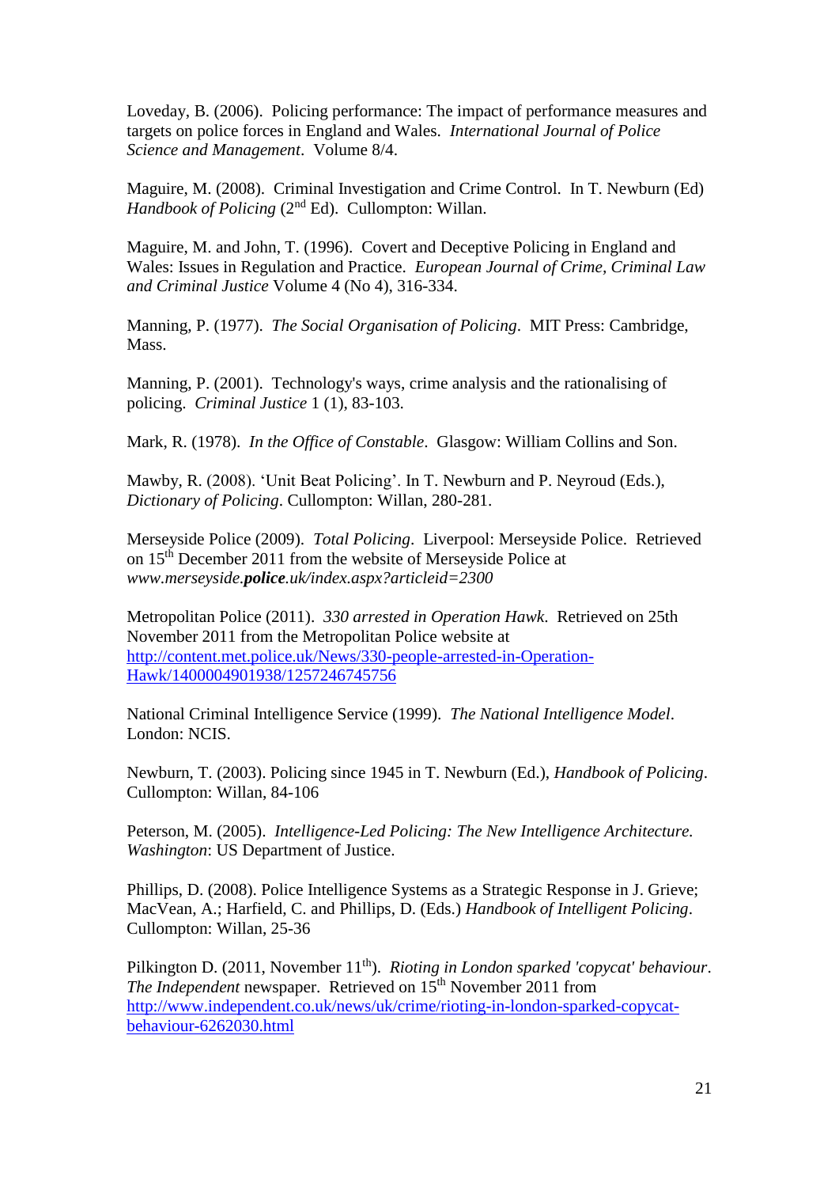Loveday, B. (2006). Policing performance: The impact of performance measures and targets on police forces in England and Wales. *International Journal of Police Science and Management*. Volume 8/4.

Maguire, M. (2008). Criminal Investigation and Crime Control. In T. Newburn (Ed) *Handbook of Policing* (2nd Ed). Cullompton: Willan.

Maguire, M. and John, T. (1996). Covert and Deceptive Policing in England and Wales: Issues in Regulation and Practice. *European Journal of Crime, Criminal Law and Criminal Justice* Volume 4 (No 4), 316-334.

Manning, P. (1977). *The Social Organisation of Policing*. MIT Press: Cambridge, Mass.

Manning, P. (2001). Technology's ways, crime analysis and the rationalising of policing. *Criminal Justice* 1 (1), 83-103.

Mark, R. (1978). *In the Office of Constable*. Glasgow: William Collins and Son.

Mawby, R. (2008). 'Unit Beat Policing'. In T. Newburn and P. Neyroud (Eds.), *Dictionary of Policing*. Cullompton: Willan, 280-281.

Merseyside Police (2009). *Total Policing*. Liverpool: Merseyside Police. Retrieved on 15th December 2011 from the website of Merseyside Police at *www.merseyside.**police**.uk/index.aspx?articleid=2300*

Metropolitan Police (2011). *330 arrested in Operation Hawk*. Retrieved on 25th November 2011 from the Metropolitan Police website at http://content.met.police.uk/News/330-people-arrested-in-Operation-Hawk/1400004901938/1257246745756

National Criminal Intelligence Service (1999). *The National Intelligence Model*. London: NCIS.

Newburn, T. (2003). Policing since 1945 in T. Newburn (Ed.), *Handbook of Policing*. Cullompton: Willan, 84-106

Peterson, M. (2005). *Intelligence-Led Policing: The New Intelligence Architecture. Washington*: US Department of Justice.

Phillips, D. (2008). Police Intelligence Systems as a Strategic Response in J. Grieve; MacVean, A.; Harfield, C. and Phillips, D. (Eds.) *Handbook of Intelligent Policing*. Cullompton: Willan, 25-36

Pilkington D. (2011, November 11th). *Rioting in London sparked 'copycat' behaviour*. *The Independent* newspaper. Retrieved on 15th November 2011 from http://www.independent.co.uk/news/uk/crime/rioting-in-london-sparked-copycat-behaviour-6262030.html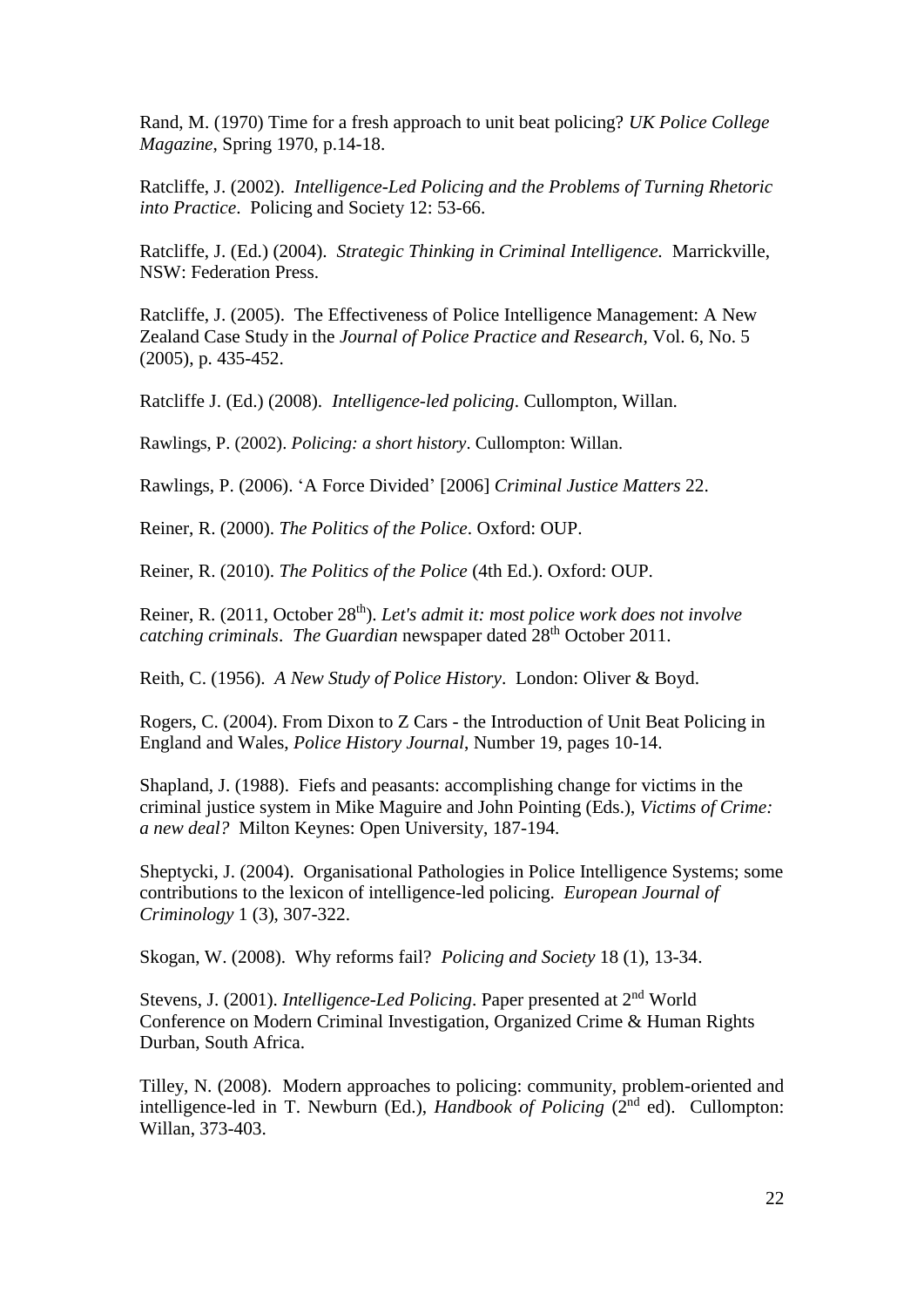Rand, M. (1970) Time for a fresh approach to unit beat policing? *UK Police College Magazine*, Spring 1970, p.14-18.

Ratcliffe, J. (2002). *Intelligence-Led Policing and the Problems of Turning Rhetoric into Practice*. Policing and Society 12: 53-66.

Ratcliffe, J. (Ed.) (2004). *Strategic Thinking in Criminal Intelligence.* Marrickville, NSW: Federation Press.

Ratcliffe, J. (2005). The Effectiveness of Police Intelligence Management: A New Zealand Case Study in the *Journal of Police Practice and Research*, Vol. 6, No. 5 (2005), p. 435-452.

Ratcliffe J. (Ed.) (2008). *Intelligence-led policing*. Cullompton, Willan.

Rawlings, P. (2002). *Policing: a short history*. Cullompton: Willan.

Rawlings, P. (2006). 'A Force Divided' [2006] *Criminal Justice Matters* 22.

Reiner, R. (2000). *The Politics of the Police*. Oxford: OUP.

Reiner, R. (2010). *The Politics of the Police* (4th Ed.). Oxford: OUP.

Reiner, R. (2011, October 28th). *Let's admit it: most police work does not involve catching criminals*. *The Guardian* newspaper dated 28th October 2011.

Reith, C. (1956). *A New Study of Police History*. London: Oliver & Boyd.

Rogers, C. (2004). From Dixon to Z Cars - the Introduction of Unit Beat Policing in England and Wales, *Police History Journal*, Number 19, pages 10-14.

Shapland, J. (1988). Fiefs and peasants: accomplishing change for victims in the criminal justice system in Mike Maguire and John Pointing (Eds.), *Victims of Crime: a new deal?* Milton Keynes: Open University, 187-194.

Sheptycki, J. (2004). Organisational Pathologies in Police Intelligence Systems; some contributions to the lexicon of intelligence-led policing. *European Journal of Criminology* 1 (3), 307-322.

Skogan, W. (2008). Why reforms fail? *Policing and Society* 18 (1), 13-34.

Stevens, J. (2001). *Intelligence-Led Policing*. Paper presented at 2nd World Conference on Modern Criminal Investigation, Organized Crime & Human Rights Durban, South Africa.

Tilley, N. (2008). Modern approaches to policing: community, problem-oriented and intelligence-led in T. Newburn (Ed.), *Handbook of Policing* (2nd ed). Cullompton: Willan, 373-403.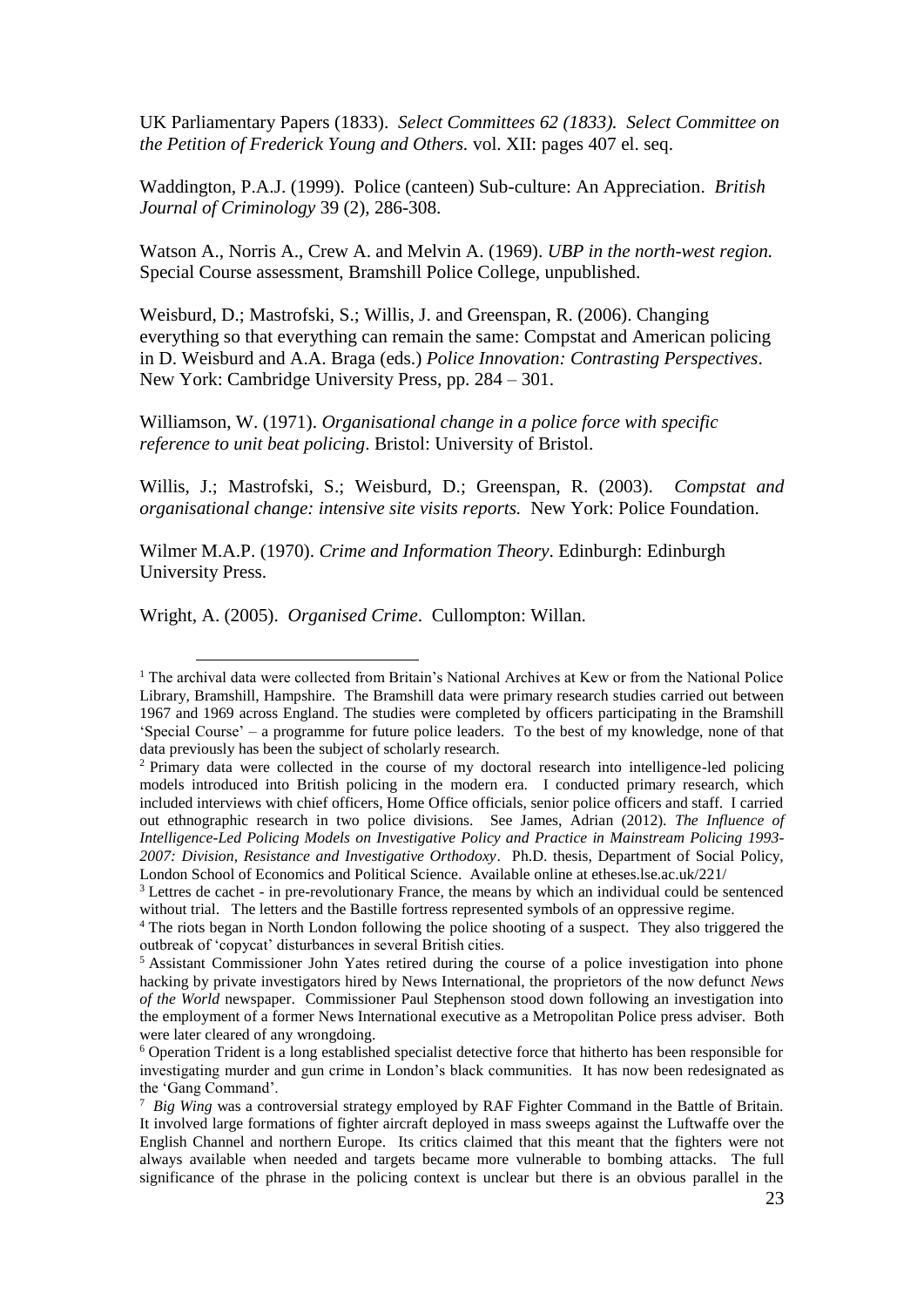UK Parliamentary Papers (1833). *Select Committees 62 (1833). Select Committee on the Petition of Frederick Young and Others.* vol. XII: pages 407 el. seq.

Waddington, P.A.J. (1999). Police (canteen) Sub-culture: An Appreciation. *British Journal of Criminology* 39 (2), 286-308.

Watson A., Norris A., Crew A. and Melvin A. (1969). *UBP in the north-west region.* Special Course assessment, Bramshill Police College, unpublished.

Weisburd, D.; Mastrofski, S.; Willis, J. and Greenspan, R. (2006). Changing everything so that everything can remain the same: Compstat and American policing in D. Weisburd and A.A. Braga (eds.) *Police Innovation: Contrasting Perspectives*. New York: Cambridge University Press, pp. 284 – 301.

Williamson, W. (1971). *Organisational change in a police force with specific reference to unit beat policing*. Bristol: University of Bristol.

Willis, J.; Mastrofski, S.; Weisburd, D.; Greenspan, R. (2003). *Compstat and organisational change: intensive site visits reports.* New York: Police Foundation.

Wilmer M.A.P. (1970). *Crime and Information Theory*. Edinburgh: Edinburgh University Press.

Wright, A. (2005). *Organised Crime*. Cullompton: Willan.

---

[1] The archival data were collected from Britain's National Archives at Kew or from the National Police Library, Bramshill, Hampshire. The Bramshill data were primary research studies carried out between 1967 and 1969 across England. The studies were completed by officers participating in the Bramshill 'Special Course' – a programme for future police leaders. To the best of my knowledge, none of that data previously has been the subject of scholarly research.

[2] Primary data were collected in the course of my doctoral research into intelligence-led policing models introduced into British policing in the modern era. I conducted primary research, which included interviews with chief officers, Home Office officials, senior police officers and staff. I carried out ethnographic research in two police divisions. See James, Adrian (2012). *The Influence of Intelligence-Led Policing Models on Investigative Policy and Practice in Mainstream Policing 1993-2007: Division, Resistance and Investigative Orthodoxy*. Ph.D. thesis, Department of Social Policy, London School of Economics and Political Science. Available online at etheses.lse.ac.uk/221/

[3] Lettres de cachet - in pre-revolutionary France, the means by which an individual could be sentenced without trial. The letters and the Bastille fortress represented symbols of an oppressive regime.

[4] The riots began in North London following the police shooting of a suspect. They also triggered the outbreak of 'copycat' disturbances in several British cities.

[5] Assistant Commissioner John Yates retired during the course of a police investigation into phone hacking by private investigators hired by News International, the proprietors of the now defunct *News of the World* newspaper. Commissioner Paul Stephenson stood down following an investigation into the employment of a former News International executive as a Metropolitan Police press adviser. Both were later cleared of any wrongdoing.

[6] Operation Trident is a long established specialist detective force that hitherto has been responsible for investigating murder and gun crime in London's black communities. It has now been redesignated as the 'Gang Command'.

[7] *Big Wing* was a controversial strategy employed by RAF Fighter Command in the Battle of Britain. It involved large formations of fighter aircraft deployed in mass sweeps against the Luftwaffe over the English Channel and northern Europe. Its critics claimed that this meant that the fighters were not always available when needed and targets became more vulnerable to bombing attacks. The full significance of the phrase in the policing context is unclear but there is an obvious parallel in the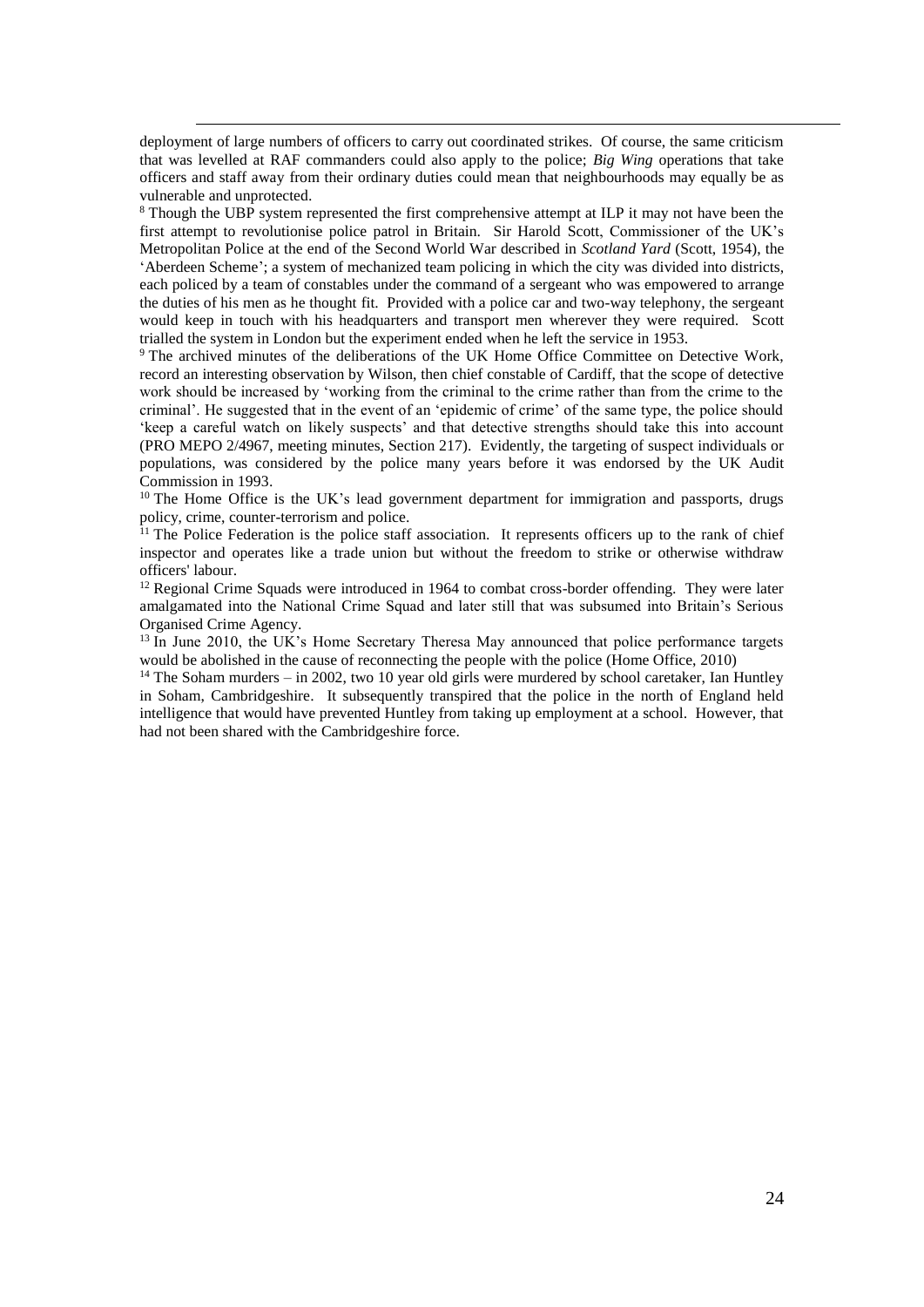deployment of large numbers of officers to carry out coordinated strikes. Of course, the same criticism that was levelled at RAF commanders could also apply to the police; *Big Wing* operations that take officers and staff away from their ordinary duties could mean that neighbourhoods may equally be as vulnerable and unprotected.

[8] Though the UBP system represented the first comprehensive attempt at ILP it may not have been the first attempt to revolutionise police patrol in Britain. Sir Harold Scott, Commissioner of the UK's Metropolitan Police at the end of the Second World War described in *Scotland Yard* (Scott, 1954), the 'Aberdeen Scheme'; a system of mechanized team policing in which the city was divided into districts, each policed by a team of constables under the command of a sergeant who was empowered to arrange the duties of his men as he thought fit. Provided with a police car and two-way telephony, the sergeant would keep in touch with his headquarters and transport men wherever they were required. Scott trialled the system in London but the experiment ended when he left the service in 1953.

[9] The archived minutes of the deliberations of the UK Home Office Committee on Detective Work, record an interesting observation by Wilson, then chief constable of Cardiff, that the scope of detective work should be increased by 'working from the criminal to the crime rather than from the crime to the criminal'. He suggested that in the event of an 'epidemic of crime' of the same type, the police should 'keep a careful watch on likely suspects' and that detective strengths should take this into account (PRO MEPO 2/4967, meeting minutes, Section 217). Evidently, the targeting of suspect individuals or populations, was considered by the police many years before it was endorsed by the UK Audit Commission in 1993.

[10] The Home Office is the UK's lead government department for immigration and passports, drugs policy, crime, counter-terrorism and police.

[11] The Police Federation is the police staff association. It represents officers up to the rank of chief inspector and operates like a trade union but without the freedom to strike or otherwise withdraw officers' labour.

[12] Regional Crime Squads were introduced in 1964 to combat cross-border offending. They were later amalgamated into the National Crime Squad and later still that was subsumed into Britain's Serious Organised Crime Agency.

[13] In June 2010, the UK's Home Secretary Theresa May announced that police performance targets would be abolished in the cause of reconnecting the people with the police (Home Office, 2010)

[14] The Soham murders – in 2002, two 10 year old girls were murdered by school caretaker, Ian Huntley in Soham, Cambridgeshire. It subsequently transpired that the police in the north of England held intelligence that would have prevented Huntley from taking up employment at a school. However, that had not been shared with the Cambridgeshire force.